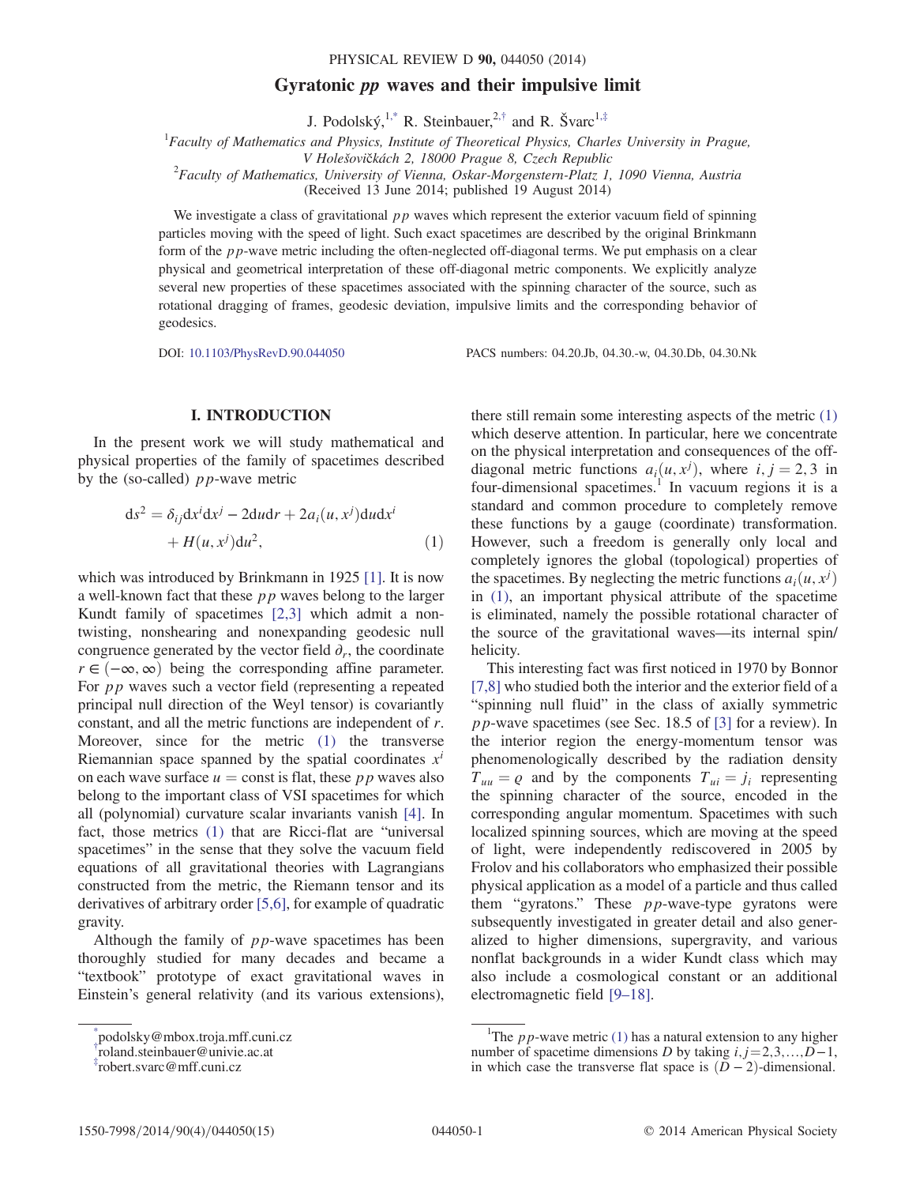# Gyratonic *pp* waves and their impulsive limit

J. Podolský,[1,*] R. Steinbauer,[2,†] and R. Švarc[1,‡]

[1]*Faculty of Mathematics and Physics, Institute of Theoretical Physics, Charles University in Prague, V Holešovičkách 2, 18000 Prague 8, Czech Republic*

[2]*Faculty of Mathematics, University of Vienna, Oskar-Morgenstern-Platz 1, 1090 Vienna, Austria*

(Received 13 June 2014; published 19 August 2014)

We investigate a class of gravitational $pp$ waves which represent the exterior vacuum field of spinning particles moving with the speed of light. Such exact spacetimes are described by the original Brinkmann form of the $pp$-wave metric including the often-neglected off-diagonal terms. We put emphasis on a clear physical and geometrical interpretation of these off-diagonal metric components. We explicitly analyze several new properties of these spacetimes associated with the spinning character of the source, such as rotational dragging of frames, geodesic deviation, impulsive limits and the corresponding behavior of geodesics.

DOI: 10.1103/PhysRevD.90.044050 PACS numbers: 04.20.Jb, 04.30.-w, 04.30.Db, 04.30.Nk

## I. INTRODUCTION

In the present work we will study mathematical and physical properties of the family of spacetimes described by the (so-called) $pp$-wave metric

$$
\mathrm{d}s^2 = \delta_{ij}\mathrm{d}x^i\mathrm{d}x^j - 2\mathrm{d}u\mathrm{d}r + 2a_i(u, x^j)\mathrm{d}u\mathrm{d}x^i + H(u, x^j)\mathrm{d}u^2, \tag{1}
$$

which was introduced by Brinkmann in 1925 [1]. It is now a well-known fact that these $pp$ waves belong to the larger Kundt family of spacetimes [2,3] which admit a nontwisting, nonshearing and nonexpanding geodesic null congruence generated by the vector field $\partial_r$, the coordinate $r \in (-\infty, \infty)$ being the corresponding affine parameter. For $pp$ waves such a vector field (representing a repeated principal null direction of the Weyl tensor) is covariantly constant, and all the metric functions are independent of $r$. Moreover, since for the metric (1) the transverse Riemannian space spanned by the spatial coordinates $x^i$ on each wave surface $u = \text{const}$ is flat, these $pp$ waves also belong to the important class of VSI spacetimes for which all (polynomial) curvature scalar invariants vanish [4]. In fact, those metrics (1) that are Ricci-flat are "universal spacetimes" in the sense that they solve the vacuum field equations of all gravitational theories with Lagrangians constructed from the metric, the Riemann tensor and its derivatives of arbitrary order [5,6], for example of quadratic gravity.

Although the family of $pp$-wave spacetimes has been thoroughly studied for many decades and became a "textbook" prototype of exact gravitational waves in Einstein's general relativity (and its various extensions), there still remain some interesting aspects of the metric (1) which deserve attention. In particular, here we concentrate on the physical interpretation and consequences of the off-diagonal metric functions $a_i(u, x^j)$, where $i, j = 2, 3$ in four-dimensional spacetimes.[1] In vacuum regions it is a standard and common procedure to completely remove these functions by a gauge (coordinate) transformation. However, such a freedom is generally only local and completely ignores the global (topological) properties of the spacetimes. By neglecting the metric functions $a_i(u, x^j)$ in (1), an important physical attribute of the spacetime is eliminated, namely the possible rotational character of the source of the gravitational waves—its internal spin/helicity.

This interesting fact was first noticed in 1970 by Bonnor [7,8] who studied both the interior and the exterior field of a "spinning null fluid" in the class of axially symmetric $pp$-wave spacetimes (see Sec. 18.5 of [3] for a review). In the interior region the energy-momentum tensor was phenomenologically described by the radiation density $T_{uu} = \varrho$ and by the components $T_{ui} = j_i$ representing the spinning character of the source, encoded in the corresponding angular momentum. Spacetimes with such localized spinning sources, which are moving at the speed of light, were independently rediscovered in 2005 by Frolov and his collaborators who emphasized their possible physical application as a model of a particle and thus called them "gyratons." These $pp$-wave-type gyratons were subsequently investigated in greater detail and also generalized to higher dimensions, supergravity, and various nonflat backgrounds in a wider Kundt class which may also include a cosmological constant or an additional electromagnetic field [9–18].

---

*podolsky@mbox.troja.mff.cuni.cz
†roland.steinbauer@univie.ac.at
‡robert.svarc@mff.cuni.cz

[1]The $pp$-wave metric (1) has a natural extension to any higher number of spacetime dimensions $D$ by taking $i, j = 2, 3, \ldots, D-1$, in which case the transverse flat space is $(D-2)$-dimensional.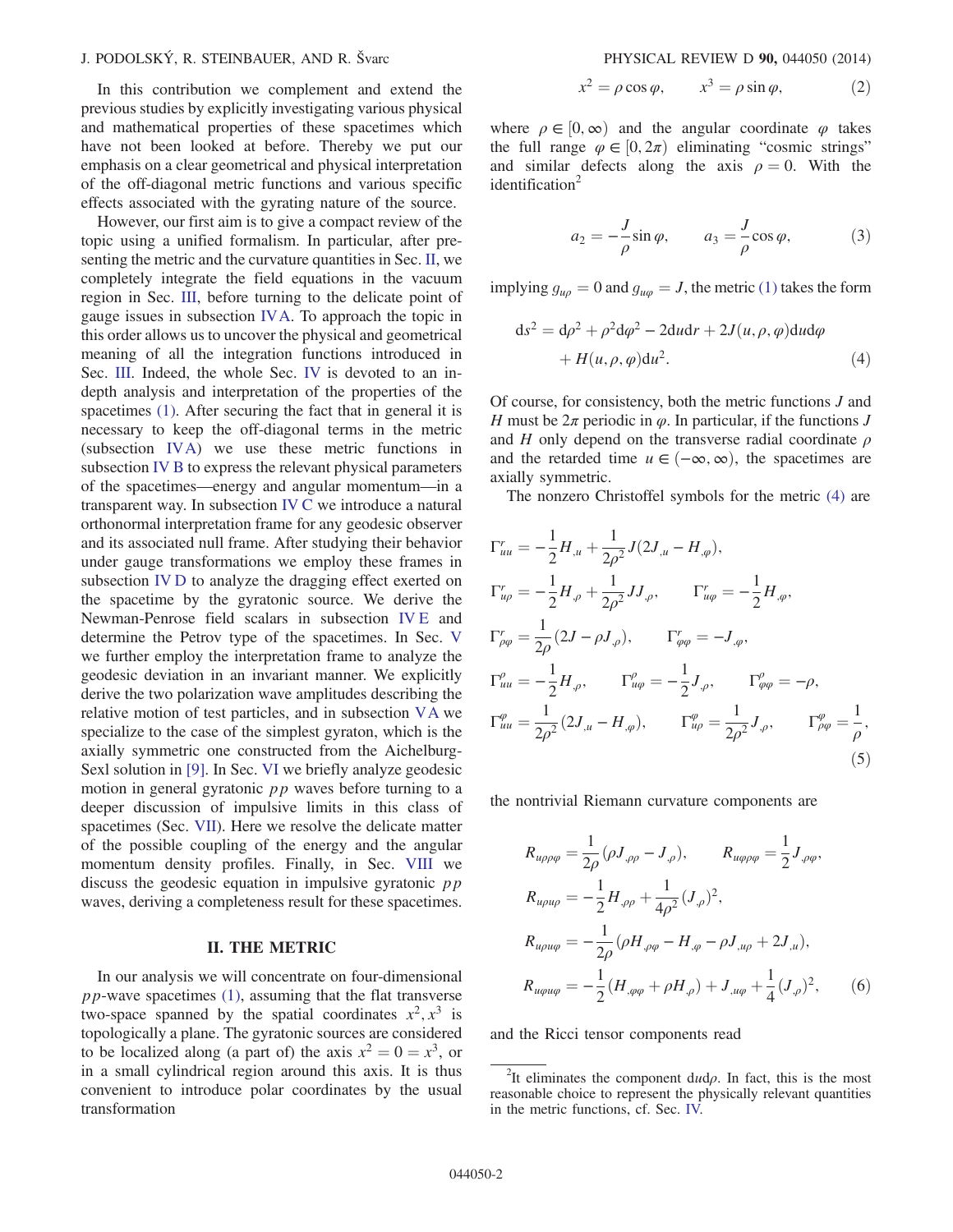In this contribution we complement and extend the previous studies by explicitly investigating various physical and mathematical properties of these spacetimes which have not been looked at before. Thereby we put our emphasis on a clear geometrical and physical interpretation of the off-diagonal metric functions and various specific effects associated with the gyrating nature of the source.

However, our first aim is to give a compact review of the topic using a unified formalism. In particular, after presenting the metric and the curvature quantities in Sec. II, we completely integrate the field equations in the vacuum region in Sec. III, before turning to the delicate point of gauge issues in subsection IV A. To approach the topic in this order allows us to uncover the physical and geometrical meaning of all the integration functions introduced in Sec. III. Indeed, the whole Sec. IV is devoted to an in-depth analysis and interpretation of the properties of the spacetimes (1). After securing the fact that in general it is necessary to keep the off-diagonal terms in the metric (subsection IV A) we use these metric functions in subsection IV B to express the relevant physical parameters of the spacetimes—energy and angular momentum—in a transparent way. In subsection IV C we introduce a natural orthonormal interpretation frame for any geodesic observer and its associated null frame. After studying their behavior under gauge transformations we employ these frames in subsection IV D to analyze the dragging effect exerted on the spacetime by the gyratonic source. We derive the Newman-Penrose field scalars in subsection IV E and determine the Petrov type of the spacetimes. In Sec. V we further employ the interpretation frame to analyze the geodesic deviation in an invariant manner. We explicitly derive the two polarization wave amplitudes describing the relative motion of test particles, and in subsection V A we specialize to the case of the simplest gyraton, which is the axially symmetric one constructed from the Aichelburg-Sexl solution in [9]. In Sec. VI we briefly analyze geodesic motion in general gyratonic $pp$ waves before turning to a deeper discussion of impulsive limits in this class of spacetimes (Sec. VII). Here we resolve the delicate matter of the possible coupling of the energy and the angular momentum density profiles. Finally, in Sec. VIII we discuss the geodesic equation in impulsive gyratonic $pp$ waves, deriving a completeness result for these spacetimes.

## II. THE METRIC

In our analysis we will concentrate on four-dimensional $pp$-wave spacetimes (1), assuming that the flat transverse two-space spanned by the spatial coordinates $x^2, x^3$ is topologically a plane. The gyratonic sources are considered to be localized along (a part of) the axis $x^2 = 0 = x^3$, or in a small cylindrical region around this axis. It is thus convenient to introduce polar coordinates by the usual transformation

$$x^2 = \rho\cos\varphi, \qquad x^3 = \rho\sin\varphi, \tag{2}$$

where $\rho \in [0, \infty)$ and the angular coordinate $\varphi$ takes the full range $\varphi \in [0, 2\pi)$ eliminating "cosmic strings" and similar defects along the axis $\rho = 0$. With the identification[2]

$$a_2 = -\frac{J}{\rho}\sin\varphi, \qquad a_3 = \frac{J}{\rho}\cos\varphi, \tag{3}$$

implying $g_{u\rho} = 0$ and $g_{u\varphi} = J$, the metric (1) takes the form

$$\begin{aligned} \mathrm{d}s^2 = {} & \mathrm{d}\rho^2 + \rho^2\mathrm{d}\varphi^2 - 2\mathrm{d}u\mathrm{d}r + 2J(u,\rho,\varphi)\mathrm{d}u\mathrm{d}\varphi \\ & + H(u,\rho,\varphi)\mathrm{d}u^2. \end{aligned} \tag{4}$$

Of course, for consistency, both the metric functions $J$ and $H$ must be $2\pi$ periodic in $\varphi$. In particular, if the functions $J$ and $H$ only depend on the transverse radial coordinate $\rho$ and the retarded time $u \in (-\infty, \infty)$, the spacetimes are axially symmetric.

The nonzero Christoffel symbols for the metric (4) are

$$\begin{aligned}
&\Gamma^r_{uu} = -\frac{1}{2}H_{,u} + \frac{1}{2\rho^2}J(2J_{,u} - H_{,\varphi}), \\
&\Gamma^r_{u\rho} = -\frac{1}{2}H_{,\rho} + \frac{1}{2\rho^2}JJ_{,\rho}, \qquad \Gamma^r_{u\varphi} = -\frac{1}{2}H_{,\varphi}, \\
&\Gamma^r_{\rho\varphi} = \frac{1}{2\rho}(2J - \rho J_{,\rho}), \qquad \Gamma^r_{\varphi\varphi} = -J_{,\varphi}, \\
&\Gamma^\rho_{uu} = -\frac{1}{2}H_{,\rho}, \qquad \Gamma^\rho_{u\varphi} = -\frac{1}{2}J_{,\rho}, \qquad \Gamma^\rho_{\varphi\varphi} = -\rho, \\
&\Gamma^\varphi_{uu} = \frac{1}{2\rho^2}(2J_{,u} - H_{,\varphi}), \qquad \Gamma^\varphi_{u\rho} = \frac{1}{2\rho^2}J_{,\rho}, \qquad \Gamma^\varphi_{\rho\varphi} = \frac{1}{\rho},
\end{aligned} \tag{5}$$

the nontrivial Riemann curvature components are

$$\begin{aligned}
&R_{u\rho\rho\varphi} = \frac{1}{2\rho}(\rho J_{,\rho\rho} - J_{,\rho}), \qquad R_{u\varphi\rho\varphi} = \frac{1}{2}J_{,\rho\varphi}, \\
&R_{u\rho u\rho} = -\frac{1}{2}H_{,\rho\rho} + \frac{1}{4\rho^2}(J_{,\rho})^2, \\
&R_{u\rho u\varphi} = -\frac{1}{2\rho}(\rho H_{,\rho\varphi} - H_{,\varphi} - \rho J_{,u\rho} + 2J_{,u}), \\
&R_{u\varphi u\varphi} = -\frac{1}{2}(H_{,\varphi\varphi} + \rho H_{,\rho}) + J_{,u\varphi} + \frac{1}{4}(J_{,\rho})^2,
\end{aligned} \tag{6}$$

and the Ricci tensor components read

---

[2] It eliminates the component $\mathrm{d}u\mathrm{d}\rho$. In fact, this is the most reasonable choice to represent the physically relevant quantities in the metric functions, cf. Sec. IV.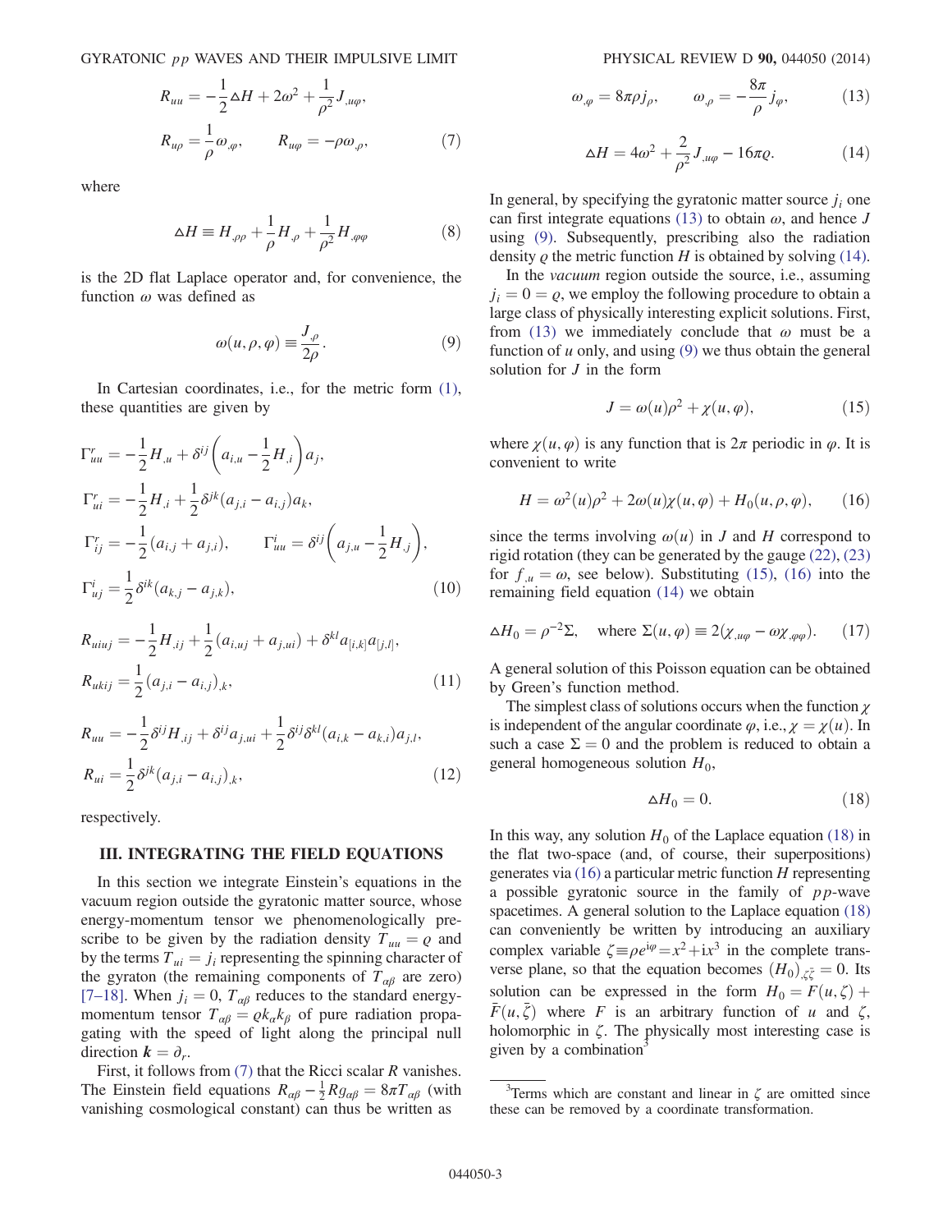$$
R_{uu} = -\frac{1}{2}\Delta H + 2\omega^2 + \frac{1}{\rho^2} J_{,u\varphi},
$$

$$
R_{u\rho} = \frac{1}{\rho}\omega_{,\varphi}, \qquad R_{u\varphi} = -\rho\omega_{,\rho}, \tag{7}
$$

where

$$
\Delta H \equiv H_{,\rho\rho} + \frac{1}{\rho}H_{,\rho} + \frac{1}{\rho^2}H_{,\varphi\varphi} \tag{8}
$$

is the 2D flat Laplace operator and, for convenience, the function $\omega$ was defined as

$$
\omega(u,\rho,\varphi) \equiv \frac{J_{,\rho}}{2\rho}. \tag{9}
$$

In Cartesian coordinates, i.e., for the metric form (1), these quantities are given by

$$
\Gamma^r_{uu} = -\frac{1}{2}H_{,u} + \delta^{ij}\left(a_{i,u} - \frac{1}{2}H_{,i}\right)a_j,
$$

$$
\Gamma^r_{ui} = -\frac{1}{2}H_{,i} + \frac{1}{2}\delta^{jk}(a_{j,i} - a_{i,j})a_k,
$$

$$
\Gamma^r_{ij} = -\frac{1}{2}(a_{i,j} + a_{j,i}), \qquad \Gamma^i_{uu} = \delta^{ij}\left(a_{j,u} - \frac{1}{2}H_{,j}\right),
$$

$$
\Gamma^i_{uj} = \frac{1}{2}\delta^{ik}(a_{k,j} - a_{j,k}), \tag{10}
$$

$$
R_{uiuj} = -\frac{1}{2}H_{,ij} + \frac{1}{2}(a_{i,uj} + a_{j,ui}) + \delta^{kl}a_{[i,k]}a_{[j,l]},
$$

$$
R_{ukij} = \frac{1}{2}(a_{j,i} - a_{i,j})_{,k}, \tag{11}
$$

$$
R_{uu} = -\frac{1}{2}\delta^{ij}H_{,ij} + \delta^{ij}a_{j,ui} + \frac{1}{2}\delta^{ij}\delta^{kl}(a_{i,k} - a_{k,i})a_{j,l},
$$

$$
R_{ui} = \frac{1}{2}\delta^{jk}(a_{j,i} - a_{i,j})_{,k}, \tag{12}
$$

respectively.

## III. INTEGRATING THE FIELD EQUATIONS

In this section we integrate Einstein's equations in the vacuum region outside the gyratonic matter source, whose energy-momentum tensor we phenomenologically prescribe to be given by the radiation density $T_{uu} = \varrho$ and by the terms $T_{ui} = j_i$ representing the spinning character of the gyraton (the remaining components of $T_{\alpha\beta}$ are zero) [7–18]. When $j_i = 0$, $T_{\alpha\beta}$ reduces to the standard energy-momentum tensor $T_{\alpha\beta} = \varrho k_\alpha k_\beta$ of pure radiation propagating with the speed of light along the principal null direction $\boldsymbol{k} = \partial_r$.

First, it follows from (7) that the Ricci scalar $R$ vanishes. The Einstein field equations $R_{\alpha\beta} - \frac{1}{2}Rg_{\alpha\beta} = 8\pi T_{\alpha\beta}$ (with vanishing cosmological constant) can thus be written as

$$
\omega_{,\varphi} = 8\pi\rho j_\rho, \qquad \omega_{,\rho} = -\frac{8\pi}{\rho}j_\varphi, \tag{13}
$$

$$
\Delta H = 4\omega^2 + \frac{2}{\rho^2}J_{,u\varphi} - 16\pi\varrho. \tag{14}
$$

In general, by specifying the gyratonic matter source $j_i$ one can first integrate equations (13) to obtain $\omega$, and hence $J$ using (9). Subsequently, prescribing also the radiation density $\varrho$ the metric function $H$ is obtained by solving (14).

In the *vacuum* region outside the source, i.e., assuming $j_i = 0 = \varrho$, we employ the following procedure to obtain a large class of physically interesting explicit solutions. First, from (13) we immediately conclude that $\omega$ must be a function of $u$ only, and using (9) we thus obtain the general solution for $J$ in the form

$$
J = \omega(u)\rho^2 + \chi(u,\varphi), \tag{15}
$$

where $\chi(u,\varphi)$ is any function that is $2\pi$ periodic in $\varphi$. It is convenient to write

$$
H = \omega^2(u)\rho^2 + 2\omega(u)\chi(u,\varphi) + H_0(u,\rho,\varphi), \tag{16}
$$

since the terms involving $\omega(u)$ in $J$ and $H$ correspond to rigid rotation (they can be generated by the gauge (22), (23) for $f_{,u} = \omega$, see below). Substituting (15), (16) into the remaining field equation (14) we obtain

$$
\Delta H_0 = \rho^{-2}\Sigma, \quad \text{where } \Sigma(u,\varphi) \equiv 2(\chi_{,u\varphi} - \omega\chi_{,\varphi\varphi}). \tag{17}
$$

A general solution of this Poisson equation can be obtained by Green's function method.

The simplest class of solutions occurs when the function $\chi$ is independent of the angular coordinate $\varphi$, i.e., $\chi = \chi(u)$. In such a case $\Sigma = 0$ and the problem is reduced to obtain a general homogeneous solution $H_0$,

$$
\Delta H_0 = 0. \tag{18}
$$

In this way, any solution $H_0$ of the Laplace equation (18) in the flat two-space (and, of course, their superpositions) generates via (16) a particular metric function $H$ representing a possible gyratonic source in the family of $pp$-wave spacetimes. A general solution to the Laplace equation (18) can conveniently be written by introducing an auxiliary complex variable $\zeta \equiv \rho e^{i\varphi} = x^2 + ix^3$ in the complete transverse plane, so that the equation becomes $(H_0)_{,\zeta\bar{\zeta}} = 0$. Its solution can be expressed in the form $H_0 = F(u,\zeta) + \bar{F}(u,\bar{\zeta})$ where $F$ is an arbitrary function of $u$ and $\zeta$, holomorphic in $\zeta$. The physically most interesting case is given by a combination[3]

[3] Terms which are constant and linear in $\zeta$ are omitted since these can be removed by a coordinate transformation.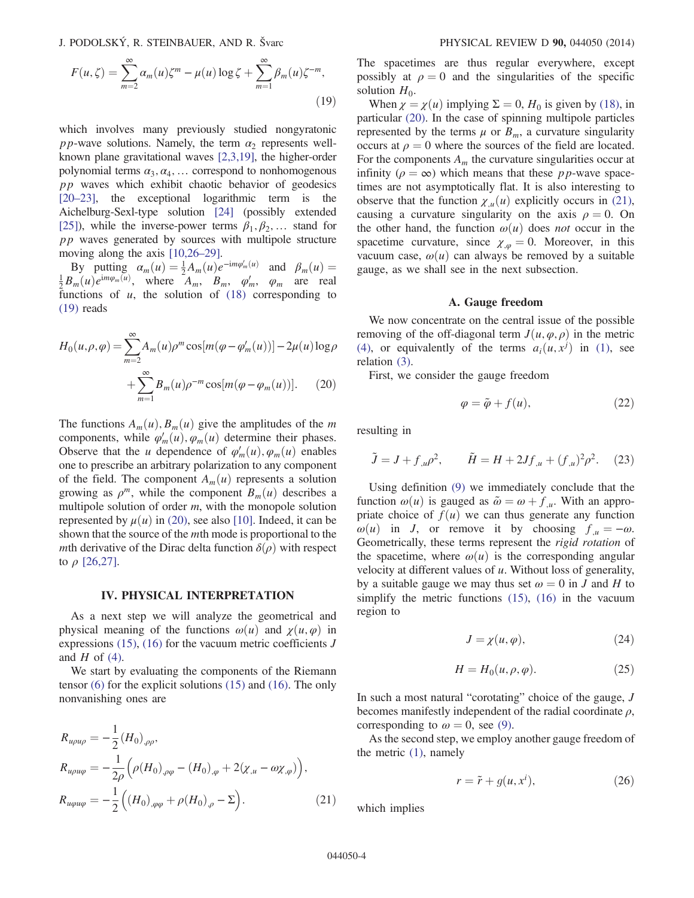$$F(u,\zeta) = \sum_{m=2}^{\infty} \alpha_m(u)\zeta^m - \mu(u)\log\zeta + \sum_{m=1}^{\infty} \beta_m(u)\zeta^{-m}, \tag{19}$$

which involves many previously studied nongyratonic $pp$-wave solutions. Namely, the term $\alpha_2$ represents well-known plane gravitational waves [2,3,19], the higher-order polynomial terms $\alpha_3, \alpha_4, \ldots$ correspond to nonhomogeneous $pp$ waves which exhibit chaotic behavior of geodesics [20–23], the exceptional logarithmic term is the Aichelburg-Sexl-type solution [24] (possibly extended [25]), while the inverse-power terms $\beta_1, \beta_2, \ldots$ stand for $pp$ waves generated by sources with multipole structure moving along the axis [10,26–29].

By putting $\alpha_m(u) = \frac{1}{2}A_m(u)e^{-\mathrm{i}m\varphi'_m(u)}$ and $\beta_m(u) = \frac{1}{2}B_m(u)e^{\mathrm{i}m\varphi_m(u)}$, where $A_m$, $B_m$, $\varphi'_m$, $\varphi_m$ are real functions of $u$, the solution of (18) corresponding to (19) reads

$$H_0(u,\rho,\varphi) = \sum_{m=2}^{\infty} A_m(u)\rho^m \cos[m(\varphi - \varphi'_m(u))] - 2\mu(u)\log\rho + \sum_{m=1}^{\infty} B_m(u)\rho^{-m}\cos[m(\varphi - \varphi_m(u))]. \tag{20}$$

The functions $A_m(u), B_m(u)$ give the amplitudes of the $m$ components, while $\varphi'_m(u), \varphi_m(u)$ determine their phases. Observe that the $u$ dependence of $\varphi'_m(u), \varphi_m(u)$ enables one to prescribe an arbitrary polarization to any component of the field. The component $A_m(u)$ represents a solution growing as $\rho^m$, while the component $B_m(u)$ describes a multipole solution of order $m$, with the monopole solution represented by $\mu(u)$ in (20), see also [10]. Indeed, it can be shown that the source of the $m$th mode is proportional to the $m$th derivative of the Dirac delta function $\delta(\rho)$ with respect to $\rho$ [26,27].

## IV. PHYSICAL INTERPRETATION

As a next step we will analyze the geometrical and physical meaning of the functions $\omega(u)$ and $\chi(u,\varphi)$ in expressions (15), (16) for the vacuum metric coefficients $J$ and $H$ of (4).

We start by evaluating the components of the Riemann tensor (6) for the explicit solutions (15) and (16). The only nonvanishing ones are

$$\begin{aligned}
R_{u\rho u\rho} &= -\frac{1}{2}(H_0)_{,\rho\rho}, \\
R_{u\rho u\varphi} &= -\frac{1}{2\rho}\Big(\rho(H_0)_{,\rho\varphi} - (H_0)_{,\varphi} + 2(\chi_{,u} - \omega\chi_{,\varphi})\Big), \\
R_{u\varphi u\varphi} &= -\frac{1}{2}\Big((H_0)_{,\varphi\varphi} + \rho(H_0)_{,\rho} - \Sigma\Big).
\end{aligned} \tag{21}$$

The spacetimes are thus regular everywhere, except possibly at $\rho = 0$ and the singularities of the specific solution $H_0$.

When $\chi = \chi(u)$ implying $\Sigma = 0$, $H_0$ is given by (18), in particular (20). In the case of spinning multipole particles represented by the terms $\mu$ or $B_m$, a curvature singularity occurs at $\rho = 0$ where the sources of the field are located. For the components $A_m$ the curvature singularities occur at infinity ($\rho = \infty$) which means that these $pp$-wave spacetimes are not asymptotically flat. It is also interesting to observe that the function $\chi_{,u}(u)$ explicitly occurs in (21), causing a curvature singularity on the axis $\rho = 0$. On the other hand, the function $\omega(u)$ does *not* occur in the spacetime curvature, since $\chi_{,\varphi} = 0$. Moreover, in this vacuum case, $\omega(u)$ can always be removed by a suitable gauge, as we shall see in the next subsection.

### A. Gauge freedom

We now concentrate on the central issue of the possible removing of the off-diagonal term $J(u,\varphi,\rho)$ in the metric (4), or equivalently of the terms $a_i(u,x^j)$ in (1), see relation (3).

First, we consider the gauge freedom

$$\varphi = \tilde{\varphi} + f(u), \tag{22}$$

resulting in

$$\tilde{J} = J + f_{,u}\rho^2, \qquad \tilde{H} = H + 2Jf_{,u} + (f_{,u})^2\rho^2. \tag{23}$$

Using definition (9) we immediately conclude that the function $\omega(u)$ is gauged as $\tilde{\omega} = \omega + f_{,u}$. With an appropriate choice of $f(u)$ we can thus generate any function $\omega(u)$ in $J$, or remove it by choosing $f_{,u} = -\omega$. Geometrically, these terms represent the *rigid rotation* of the spacetime, where $\omega(u)$ is the corresponding angular velocity at different values of $u$. Without loss of generality, by a suitable gauge we may thus set $\omega = 0$ in $J$ and $H$ to simplify the metric functions (15), (16) in the vacuum region to

$$J = \chi(u,\varphi), \tag{24}$$

$$H = H_0(u,\rho,\varphi). \tag{25}$$

In such a most natural "corotating" choice of the gauge, $J$ becomes manifestly independent of the radial coordinate $\rho$, corresponding to $\omega = 0$, see (9).

As the second step, we employ another gauge freedom of the metric (1), namely

$$r = \tilde{r} + g(u,x^i), \tag{26}$$

which implies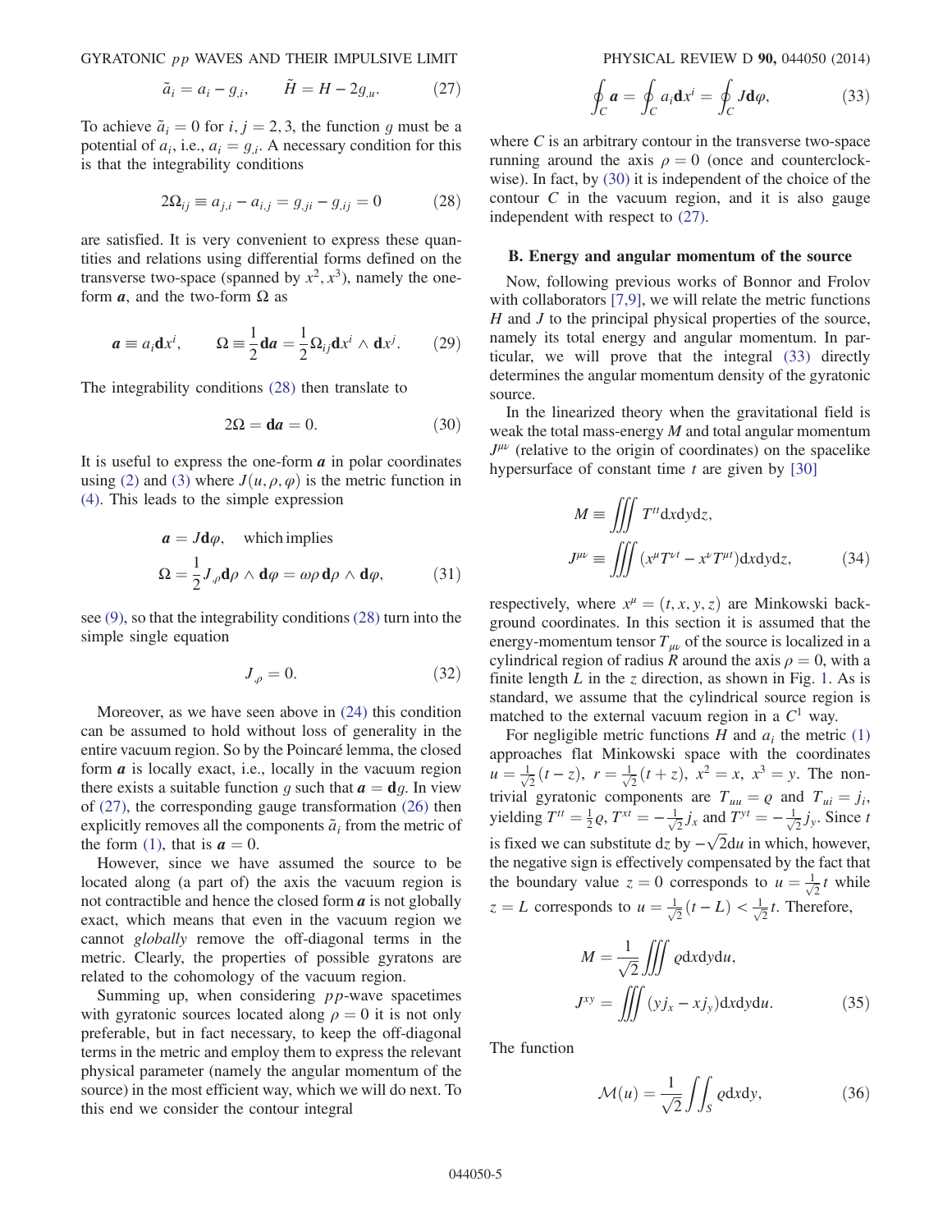$$\tilde{a}_i = a_i - g_{,i}, \qquad \tilde{H} = H - 2g_{,u}. \tag{27}$$

To achieve $\tilde{a}_i = 0$ for $i, j = 2, 3$, the function $g$ must be a potential of $a_i$, i.e., $a_i = g_{,i}$. A necessary condition for this is that the integrability conditions

$$2\Omega_{ij} \equiv a_{j,i} - a_{i,j} = g_{,ji} - g_{,ij} = 0 \tag{28}$$

are satisfied. It is very convenient to express these quantities and relations using differential forms defined on the transverse two-space (spanned by $x^2, x^3$), namely the one-form $\boldsymbol{a}$, and the two-form $\Omega$ as

$$\boldsymbol{a} \equiv a_i \mathbf{d}x^i, \qquad \Omega \equiv \frac{1}{2}\mathbf{d}\boldsymbol{a} = \frac{1}{2}\Omega_{ij}\mathbf{d}x^i \wedge \mathbf{d}x^j. \tag{29}$$

The integrability conditions (28) then translate to

$$2\Omega = \mathbf{d}\boldsymbol{a} = 0. \tag{30}$$

It is useful to express the one-form $\boldsymbol{a}$ in polar coordinates using (2) and (3) where $J(u, \rho, \varphi)$ is the metric function in (4). This leads to the simple expression

$$\boldsymbol{a} = J\mathbf{d}\varphi, \quad \text{which implies}$$
$$\Omega = \frac{1}{2}J_{,\rho}\mathbf{d}\rho \wedge \mathbf{d}\varphi = \omega\rho\,\mathbf{d}\rho \wedge \mathbf{d}\varphi, \tag{31}$$

see (9), so that the integrability conditions (28) turn into the simple single equation

$$J_{,\rho} = 0. \tag{32}$$

Moreover, as we have seen above in (24) this condition can be assumed to hold without loss of generality in the entire vacuum region. So by the Poincaré lemma, the closed form $\boldsymbol{a}$ is locally exact, i.e., locally in the vacuum region there exists a suitable function $g$ such that $\boldsymbol{a} = \mathbf{d}g$. In view of (27), the corresponding gauge transformation (26) then explicitly removes all the components $\tilde{a}_i$ from the metric of the form (1), that is $\boldsymbol{a} = 0$.

However, since we have assumed the source to be located along (a part of) the axis the vacuum region is not contractible and hence the closed form $\boldsymbol{a}$ is not globally exact, which means that even in the vacuum region we cannot *globally* remove the off-diagonal terms in the metric. Clearly, the properties of possible gyratons are related to the cohomology of the vacuum region.

Summing up, when considering $pp$-wave spacetimes with gyratonic sources located along $\rho = 0$ it is not only preferable, but in fact necessary, to keep the off-diagonal terms in the metric and employ them to express the relevant physical parameter (namely the angular momentum of the source) in the most efficient way, which we will do next. To this end we consider the contour integral

$$\oint_C \boldsymbol{a} = \oint_C a_i \mathbf{d}x^i = \oint_C J\mathbf{d}\varphi, \tag{33}$$

where $C$ is an arbitrary contour in the transverse two-space running around the axis $\rho = 0$ (once and counterclockwise). In fact, by (30) it is independent of the choice of the contour $C$ in the vacuum region, and it is also gauge independent with respect to (27).

### B. Energy and angular momentum of the source

Now, following previous works of Bonnor and Frolov with collaborators [7,9], we will relate the metric functions $H$ and $J$ to the principal physical properties of the source, namely its total energy and angular momentum. In particular, we will prove that the integral (33) directly determines the angular momentum density of the gyratonic source.

In the linearized theory when the gravitational field is weak the total mass-energy $M$ and total angular momentum $J^{\mu\nu}$ (relative to the origin of coordinates) on the spacelike hypersurface of constant time $t$ are given by [30]

$$M \equiv \iiint T^{tt}\mathrm{d}x\mathrm{d}y\mathrm{d}z,$$
$$J^{\mu\nu} \equiv \iiint (x^\mu T^{\nu t} - x^\nu T^{\mu t})\mathrm{d}x\mathrm{d}y\mathrm{d}z, \tag{34}$$

respectively, where $x^\mu = (t, x, y, z)$ are Minkowski background coordinates. In this section it is assumed that the energy-momentum tensor $T_{\mu\nu}$ of the source is localized in a cylindrical region of radius $R$ around the axis $\rho = 0$, with a finite length $L$ in the $z$ direction, as shown in Fig. 1. As is standard, we assume that the cylindrical source region is matched to the external vacuum region in a $C^1$ way.

For negligible metric functions $H$ and $a_i$ the metric (1) approaches flat Minkowski space with the coordinates $u = \frac{1}{\sqrt{2}}(t - z)$, $r = \frac{1}{\sqrt{2}}(t + z)$, $x^2 = x$, $x^3 = y$. The nontrivial gyratonic components are $T_{uu} = \varrho$ and $T_{ui} = j_i$, yielding $T^{tt} = \frac{1}{2}\varrho$, $T^{xt} = -\frac{1}{\sqrt{2}}j_x$ and $T^{yt} = -\frac{1}{\sqrt{2}}j_y$. Since $t$ is fixed we can substitute $\mathrm{d}z$ by $-\sqrt{2}\mathrm{d}u$ in which, however, the negative sign is effectively compensated by the fact that the boundary value $z = 0$ corresponds to $u = \frac{1}{\sqrt{2}}t$ while $z = L$ corresponds to $u = \frac{1}{\sqrt{2}}(t - L) < \frac{1}{\sqrt{2}}t$. Therefore,

$$M = \frac{1}{\sqrt{2}}\iiint \varrho\mathrm{d}x\mathrm{d}y\mathrm{d}u,$$
$$J^{xy} = \iiint (yj_x - xj_y)\mathrm{d}x\mathrm{d}y\mathrm{d}u. \tag{35}$$

The function

$$\mathcal{M}(u) = \frac{1}{\sqrt{2}}\iint_S \varrho\mathrm{d}x\mathrm{d}y, \tag{36}$$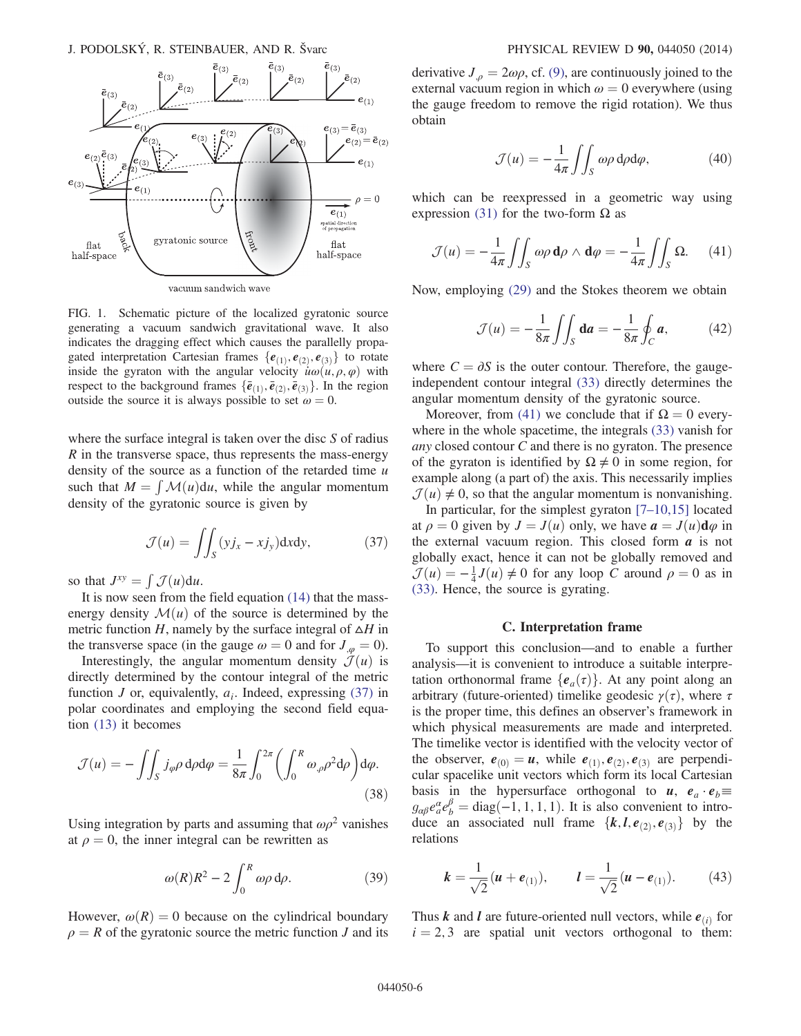FIG. 1. Schematic picture of the localized gyratonic source generating a vacuum sandwich gravitational wave. It also indicates the dragging effect which causes the parallelly propagated interpretation Cartesian frames $\{\boldsymbol{e}_{(1)}, \boldsymbol{e}_{(2)}, \boldsymbol{e}_{(3)}\}$ to rotate inside the gyraton with the angular velocity $\dot{u}\omega(u, \rho, \varphi)$ with respect to the background frames $\{\bar{\boldsymbol{e}}_{(1)}, \bar{\boldsymbol{e}}_{(2)}, \bar{\boldsymbol{e}}_{(3)}\}$. In the region outside the source it is always possible to set $\omega = 0$.

where the surface integral is taken over the disc $S$ of radius $R$ in the transverse space, thus represents the mass-energy density of the source as a function of the retarded time $u$ such that $M = \int \mathcal{M}(u)\mathrm{d}u$, while the angular momentum density of the gyratonic source is given by

$$\mathcal{J}(u) = \iint_S (y j_x - x j_y)\mathrm{d}x\mathrm{d}y, \tag{37}$$

so that $J^{xy} = \int \mathcal{J}(u)\mathrm{d}u$.

It is now seen from the field equation (14) that the mass-energy density $\mathcal{M}(u)$ of the source is determined by the metric function $H$, namely by the surface integral of $\Delta H$ in the transverse space (in the gauge $\omega = 0$ and for $J_{,\varphi} = 0$).

Interestingly, the angular momentum density $\mathcal{J}(u)$ is directly determined by the contour integral of the metric function $J$ or, equivalently, $a_i$. Indeed, expressing (37) in polar coordinates and employing the second field equation (13) it becomes

$$\mathcal{J}(u) = -\iint_S j_\varphi \rho\,\mathrm{d}\rho\mathrm{d}\varphi = \frac{1}{8\pi}\int_0^{2\pi}\left(\int_0^R \omega_{,\rho}\rho^2\mathrm{d}\rho\right)\mathrm{d}\varphi. \tag{38}$$

Using integration by parts and assuming that $\omega\rho^2$ vanishes at $\rho = 0$, the inner integral can be rewritten as

$$\omega(R)R^2 - 2\int_0^R \omega\rho\,\mathrm{d}\rho. \tag{39}$$

However, $\omega(R) = 0$ because on the cylindrical boundary $\rho = R$ of the gyratonic source the metric function $J$ and its derivative $J_{,\rho} = 2\omega\rho$, cf. (9), are continuously joined to the external vacuum region in which $\omega = 0$ everywhere (using the gauge freedom to remove the rigid rotation). We thus obtain

$$\mathcal{J}(u) = -\frac{1}{4\pi}\iint_S \omega\rho\,\mathrm{d}\rho\mathrm{d}\varphi, \tag{40}$$

which can be reexpressed in a geometric way using expression (31) for the two-form $\Omega$ as

$$\mathcal{J}(u) = -\frac{1}{4\pi}\iint_S \omega\rho\,\mathbf{d}\rho\wedge\mathbf{d}\varphi = -\frac{1}{4\pi}\iint_S \Omega. \tag{41}$$

Now, employing (29) and the Stokes theorem we obtain

$$\mathcal{J}(u) = -\frac{1}{8\pi}\iint_S \mathbf{d}\boldsymbol{a} = -\frac{1}{8\pi}\oint_C \boldsymbol{a}, \tag{42}$$

where $C = \partial S$ is the outer contour. Therefore, the gauge-independent contour integral (33) directly determines the angular momentum density of the gyratonic source.

Moreover, from (41) we conclude that if $\Omega = 0$ everywhere in the whole spacetime, the integrals (33) vanish for *any* closed contour $C$ and there is no gyraton. The presence of the gyraton is identified by $\Omega \neq 0$ in some region, for example along (a part of) the axis. This necessarily implies $\mathcal{J}(u) \neq 0$, so that the angular momentum is nonvanishing.

In particular, for the simplest gyraton [7–10,15] located at $\rho = 0$ given by $J = J(u)$ only, we have $\boldsymbol{a} = J(u)\mathbf{d}\varphi$ in the external vacuum region. This closed form $\boldsymbol{a}$ is not globally exact, hence it can not be globally removed and $\mathcal{J}(u) = -\frac{1}{4}J(u) \neq 0$ for any loop $C$ around $\rho = 0$ as in (33). Hence, the source is gyrating.

### C. Interpretation frame

To support this conclusion—and to enable a further analysis—it is convenient to introduce a suitable interpretation orthonormal frame $\{\boldsymbol{e}_a(\tau)\}$. At any point along an arbitrary (future-oriented) timelike geodesic $\gamma(\tau)$, where $\tau$ is the proper time, this defines an observer's framework in which physical measurements are made and interpreted. The timelike vector is identified with the velocity vector of the observer, $\boldsymbol{e}_{(0)} = \boldsymbol{u}$, while $\boldsymbol{e}_{(1)}, \boldsymbol{e}_{(2)}, \boldsymbol{e}_{(3)}$ are perpendicular spacelike unit vectors which form its local Cartesian basis in the hypersurface orthogonal to $\boldsymbol{u}$, $\boldsymbol{e}_a\cdot\boldsymbol{e}_b \equiv g_{\alpha\beta}e^\alpha_a e^\beta_b = \mathrm{diag}(-1,1,1,1)$. It is also convenient to introduce an associated null frame $\{\boldsymbol{k}, \boldsymbol{l}, \boldsymbol{e}_{(2)}, \boldsymbol{e}_{(3)}\}$ by the relations

$$\boldsymbol{k} = \frac{1}{\sqrt{2}}(\boldsymbol{u} + \boldsymbol{e}_{(1)}), \qquad \boldsymbol{l} = \frac{1}{\sqrt{2}}(\boldsymbol{u} - \boldsymbol{e}_{(1)}). \tag{43}$$

Thus $\boldsymbol{k}$ and $\boldsymbol{l}$ are future-oriented null vectors, while $\boldsymbol{e}_{(i)}$ for $i = 2, 3$ are spatial unit vectors orthogonal to them: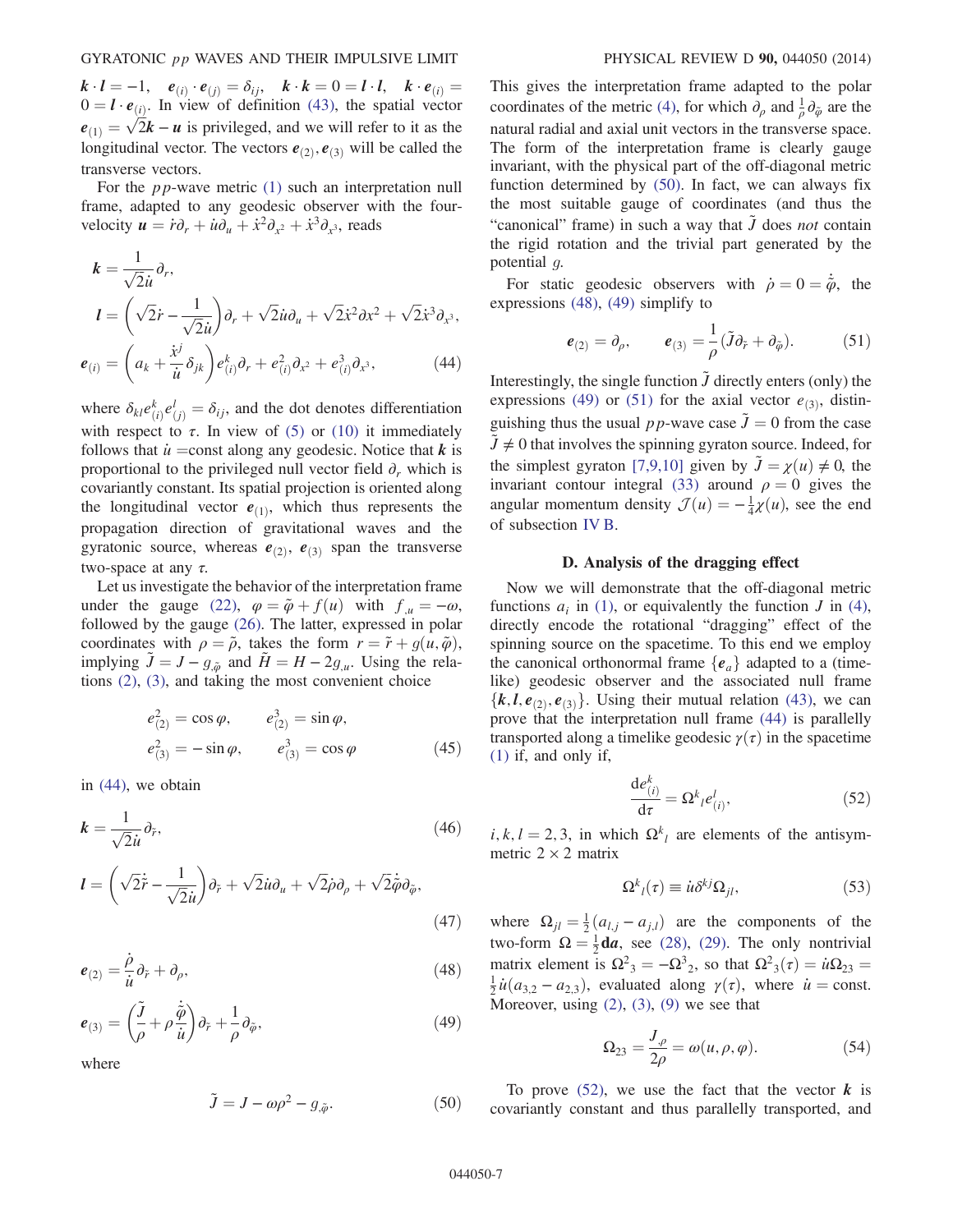$\boldsymbol{k}\cdot\boldsymbol{l}=-1$, $\boldsymbol{e}_{(i)}\cdot\boldsymbol{e}_{(j)}=\delta_{ij}$, $\boldsymbol{k}\cdot\boldsymbol{k}=0=\boldsymbol{l}\cdot\boldsymbol{l}$, $\boldsymbol{k}\cdot\boldsymbol{e}_{(i)}=0=\boldsymbol{l}\cdot\boldsymbol{e}_{(i)}$. In view of definition (43), the spatial vector $\boldsymbol{e}_{(1)}=\sqrt{2}\boldsymbol{k}-\boldsymbol{u}$ is privileged, and we will refer to it as the longitudinal vector. The vectors $\boldsymbol{e}_{(2)},\boldsymbol{e}_{(3)}$ will be called the transverse vectors.

For the $pp$-wave metric (1) such an interpretation null frame, adapted to any geodesic observer with the four-velocity $\boldsymbol{u}=\dot{r}\partial_r+\dot{u}\partial_u+\dot{x}^2\partial_{x^2}+\dot{x}^3\partial_{x^3}$, reads

$$
\begin{aligned}
\boldsymbol{k}&=\frac{1}{\sqrt{2}\dot{u}}\partial_r,\\
\boldsymbol{l}&=\left(\sqrt{2}\dot{r}-\frac{1}{\sqrt{2}\dot{u}}\right)\partial_r+\sqrt{2}\dot{u}\partial_u+\sqrt{2}\dot{x}^2\partial x^2+\sqrt{2}\dot{x}^3\partial_{x^3},\\
\boldsymbol{e}_{(i)}&=\left(a_k+\frac{\dot{x}^j}{\dot{u}}\delta_{jk}\right)e^k_{(i)}\partial_r+e^2_{(i)}\partial_{x^2}+e^3_{(i)}\partial_{x^3},
\end{aligned}
\tag{44}
$$

where $\delta_{kl}e^k_{(i)}e^l_{(j)}=\delta_{ij}$, and the dot denotes differentiation with respect to $\tau$. In view of (5) or (10) it immediately follows that $\dot{u}=$const along any geodesic. Notice that $\boldsymbol{k}$ is proportional to the privileged null vector field $\partial_r$ which is covariantly constant. Its spatial projection is oriented along the longitudinal vector $\boldsymbol{e}_{(1)}$, which thus represents the propagation direction of gravitational waves and the gyratonic source, whereas $\boldsymbol{e}_{(2)}$, $\boldsymbol{e}_{(3)}$ span the transverse two-space at any $\tau$.

Let us investigate the behavior of the interpretation frame under the gauge (22), $\varphi=\tilde{\varphi}+f(u)$ with $f_{,u}=-\omega$, followed by the gauge (26). The latter, expressed in polar coordinates with $\rho=\tilde{\rho}$, takes the form $r=\tilde{r}+g(u,\tilde{\varphi})$, implying $\tilde{J}=J-g_{,\tilde{\varphi}}$ and $\tilde{H}=H-2g_{,u}$. Using the relations (2), (3), and taking the most convenient choice

$$
\begin{aligned}
e^2_{(2)}&=\cos\varphi, &\qquad e^3_{(2)}&=\sin\varphi,\\
e^2_{(3)}&=-\sin\varphi, &\qquad e^3_{(3)}&=\cos\varphi
\end{aligned}
\tag{45}
$$

in (44), we obtain

$$
\boldsymbol{k}=\frac{1}{\sqrt{2}\dot{u}}\partial_{\tilde{r}},
\tag{46}
$$

$$
\boldsymbol{l}=\left(\sqrt{2}\dot{\tilde{r}}-\frac{1}{\sqrt{2}\dot{u}}\right)\partial_{\tilde{r}}+\sqrt{2}\dot{u}\partial_u+\sqrt{2}\dot{\rho}\partial_\rho+\sqrt{2}\dot{\tilde{\varphi}}\partial_{\tilde{\varphi}},
\tag{47}
$$

$$
\boldsymbol{e}_{(2)}=\frac{\dot{\rho}}{\dot{u}}\partial_{\tilde{r}}+\partial_\rho,
\tag{48}
$$

$$
\boldsymbol{e}_{(3)}=\left(\frac{\tilde{J}}{\rho}+\rho\frac{\dot{\tilde{\varphi}}}{\dot{u}}\right)\partial_{\tilde{r}}+\frac{1}{\rho}\partial_{\tilde{\varphi}},
\tag{49}
$$

where

$$
\tilde{J}=J-\omega\rho^2-g_{,\tilde{\varphi}}.
\tag{50}
$$

This gives the interpretation frame adapted to the polar coordinates of the metric (4), for which $\partial_\rho$ and $\frac{1}{\rho}\partial_{\tilde{\varphi}}$ are the natural radial and axial unit vectors in the transverse space. The form of the interpretation frame is clearly gauge invariant, with the physical part of the off-diagonal metric function determined by (50). In fact, we can always fix the most suitable gauge of coordinates (and thus the "canonical" frame) in such a way that $\tilde{J}$ does *not* contain the rigid rotation and the trivial part generated by the potential $g$.

For static geodesic observers with $\dot{\rho}=0=\dot{\tilde{\varphi}}$, the expressions (48), (49) simplify to

$$
\boldsymbol{e}_{(2)}=\partial_\rho,\qquad \boldsymbol{e}_{(3)}=\frac{1}{\rho}(\tilde{J}\partial_{\tilde{r}}+\partial_{\tilde{\varphi}}).
\tag{51}
$$

Interestingly, the single function $\tilde{J}$ directly enters (only) the expressions (49) or (51) for the axial vector $e_{(3)}$, distinguishing thus the usual $pp$-wave case $\tilde{J}=0$ from the case $\tilde{J}\neq0$ that involves the spinning gyraton source. Indeed, for the simplest gyraton [7,9,10] given by $\tilde{J}=\chi(u)\neq0$, the invariant contour integral (33) around $\rho=0$ gives the angular momentum density $\mathcal{J}(u)=-\frac{1}{4}\chi(u)$, see the end of subsection IV B.

### D. Analysis of the dragging effect

Now we will demonstrate that the off-diagonal metric functions $a_i$ in (1), or equivalently the function $J$ in (4), directly encode the rotational "dragging" effect of the spinning source on the spacetime. To this end we employ the canonical orthonormal frame $\{\boldsymbol{e}_a\}$ adapted to a (timelike) geodesic observer and the associated null frame $\{\boldsymbol{k},\boldsymbol{l},\boldsymbol{e}_{(2)},\boldsymbol{e}_{(3)}\}$. Using their mutual relation (43), we can prove that the interpretation null frame (44) is parallelly transported along a timelike geodesic $\gamma(\tau)$ in the spacetime (1) if, and only if,

$$
\frac{\mathrm{d}e^k_{(i)}}{\mathrm{d}\tau}=\Omega^k{}_l e^l_{(i)},
\tag{52}
$$

$i,k,l=2,3$, in which $\Omega^k{}_l$ are elements of the antisymmetric $2\times2$ matrix

$$
\Omega^k{}_l(\tau)\equiv\dot{u}\delta^{kj}\Omega_{jl},
\tag{53}
$$

where $\Omega_{jl}=\frac{1}{2}(a_{l,j}-a_{j,l})$ are the components of the two-form $\Omega=\frac{1}{2}\mathbf{d}\boldsymbol{a}$, see (28), (29). The only nontrivial matrix element is $\Omega^2{}_3=-\Omega^3{}_2$, so that $\Omega^2{}_3(\tau)=\dot{u}\Omega_{23}=\frac{1}{2}\dot{u}(a_{3,2}-a_{2,3})$, evaluated along $\gamma(\tau)$, where $\dot{u}=$ const. Moreover, using (2), (3), (9) we see that

$$
\Omega_{23}=\frac{J_{,\rho}}{2\rho}=\omega(u,\rho,\varphi).
\tag{54}
$$

To prove (52), we use the fact that the vector $\boldsymbol{k}$ is covariantly constant and thus parallelly transported, and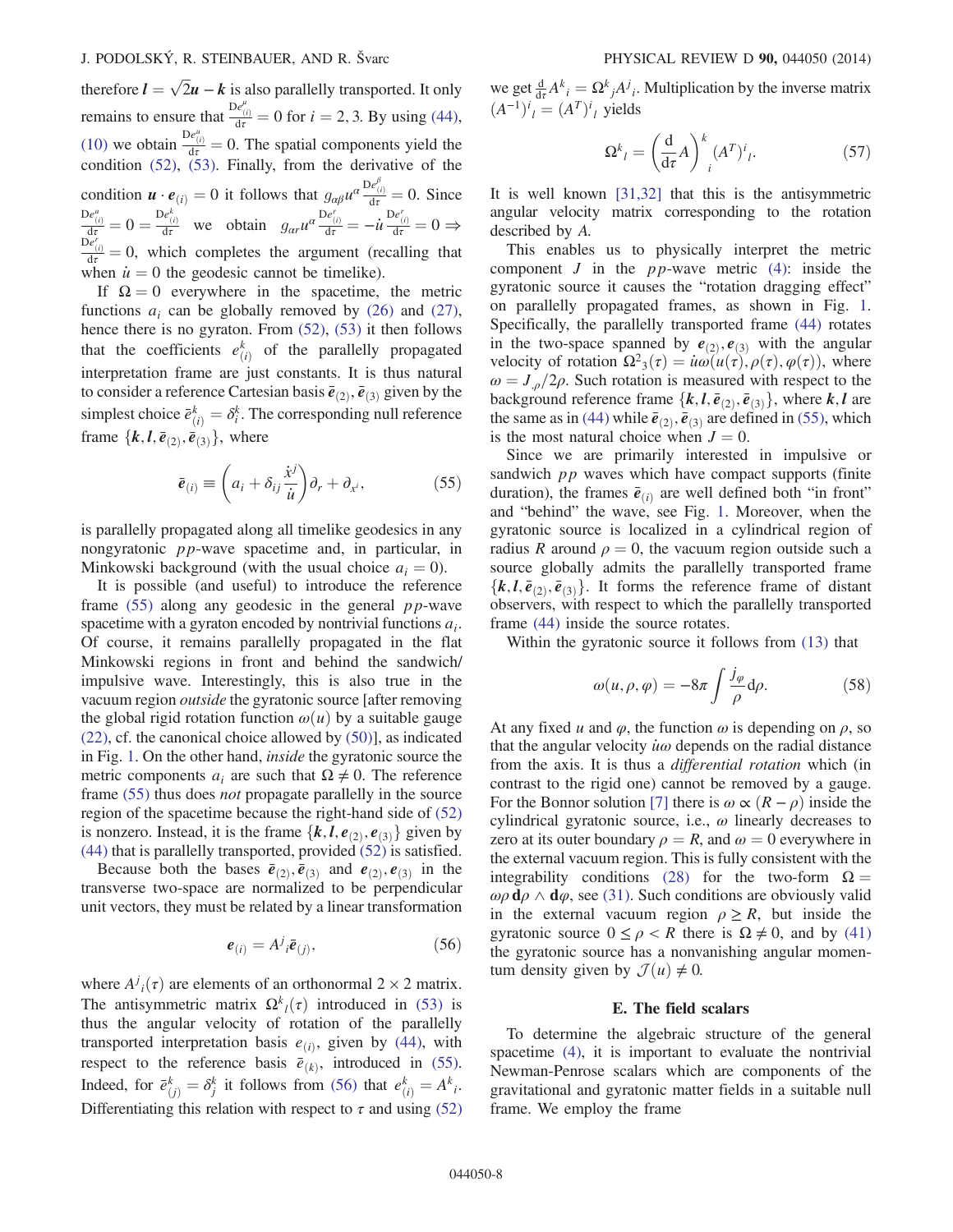therefore $\boldsymbol{l} = \sqrt{2}\boldsymbol{u} - \boldsymbol{k}$ is also parallelly transported. It only remains to ensure that $\frac{\mathrm{D}e^{\mu}_{(i)}}{\mathrm{d}\tau} = 0$ for $i = 2, 3$. By using (44), (10) we obtain $\frac{\mathrm{D}e^{u}_{(i)}}{\mathrm{d}\tau} = 0$. The spatial components yield the condition (52), (53). Finally, from the derivative of the condition $\boldsymbol{u} \cdot \boldsymbol{e}_{(i)} = 0$ it follows that $g_{\alpha\beta} u^{\alpha} \frac{\mathrm{D}e^{\beta}_{(i)}}{\mathrm{d}\tau} = 0$. Since $\frac{\mathrm{D}e^{u}_{(i)}}{\mathrm{d}\tau} = 0 = \frac{\mathrm{D}e^{k}_{(i)}}{\mathrm{d}\tau}$ we obtain $g_{\alpha r} u^{\alpha} \frac{\mathrm{D}e^{r}_{(i)}}{\mathrm{d}\tau} = -\dot{u} \frac{\mathrm{D}e^{r}_{(i)}}{\mathrm{d}\tau} = 0 \Rightarrow \frac{\mathrm{D}e^{r}_{(i)}}{\mathrm{d}\tau} = 0$, which completes the argument (recalling that when $\dot{u} = 0$ the geodesic cannot be timelike).

If $\Omega = 0$ everywhere in the spacetime, the metric functions $a_i$ can be globally removed by (26) and (27), hence there is no gyraton. From (52), (53) it then follows that the coefficients $e^{k}_{(i)}$ of the parallelly propagated interpretation frame are just constants. It is thus natural to consider a reference Cartesian basis $\bar{\boldsymbol{e}}_{(2)}, \bar{\boldsymbol{e}}_{(3)}$ given by the simplest choice $\bar{e}^{k}_{(i)} = \delta^{k}_{i}$. The corresponding null reference frame $\{\boldsymbol{k}, \boldsymbol{l}, \bar{\boldsymbol{e}}_{(2)}, \bar{\boldsymbol{e}}_{(3)}\}$, where

$$\bar{\boldsymbol{e}}_{(i)} \equiv \left( a_i + \delta_{ij} \frac{\dot{x}^j}{\dot{u}} \right) \partial_r + \partial_{x^i}, \tag{55}$$

is parallelly propagated along all timelike geodesics in any nongyratonic $pp$-wave spacetime and, in particular, in Minkowski background (with the usual choice $a_i = 0$).

It is possible (and useful) to introduce the reference frame (55) along any geodesic in the general $pp$-wave spacetime with a gyraton encoded by nontrivial functions $a_i$. Of course, it remains parallelly propagated in the flat Minkowski regions in front and behind the sandwich/impulsive wave. Interestingly, this is also true in the vacuum region *outside* the gyratonic source [after removing the global rigid rotation function $\omega(u)$ by a suitable gauge (22), cf. the canonical choice allowed by (50)], as indicated in Fig. 1. On the other hand, *inside* the gyratonic source the metric components $a_i$ are such that $\Omega \neq 0$. The reference frame (55) thus does *not* propagate parallelly in the source region of the spacetime because the right-hand side of (52) is nonzero. Instead, it is the frame $\{\boldsymbol{k}, \boldsymbol{l}, \boldsymbol{e}_{(2)}, \boldsymbol{e}_{(3)}\}$ given by (44) that is parallelly transported, provided (52) is satisfied.

Because both the bases $\bar{\boldsymbol{e}}_{(2)}, \bar{\boldsymbol{e}}_{(3)}$ and $\boldsymbol{e}_{(2)}, \boldsymbol{e}_{(3)}$ in the transverse two-space are normalized to be perpendicular unit vectors, they must be related by a linear transformation

$$\boldsymbol{e}_{(i)} = A^{j}{}_{i} \bar{\boldsymbol{e}}_{(j)}, \tag{56}$$

where $A^{j}{}_{i}(\tau)$ are elements of an orthonormal $2 \times 2$ matrix. The antisymmetric matrix $\Omega^{k}{}_{l}(\tau)$ introduced in (53) is thus the angular velocity of rotation of the parallelly transported interpretation basis $e_{(i)}$, given by (44), with respect to the reference basis $\bar{e}_{(k)}$, introduced in (55). Indeed, for $\bar{e}^{k}_{(j)} = \delta^{k}_{j}$ it follows from (56) that $e^{k}_{(i)} = A^{k}{}_{i}$. Differentiating this relation with respect to $\tau$ and using (52) we get $\frac{\mathrm{d}}{\mathrm{d}\tau} A^{k}{}_{i} = \Omega^{k}{}_{j} A^{j}{}_{i}$. Multiplication by the inverse matrix $(A^{-1})^{i}{}_{l} = (A^{T})^{i}{}_{l}$ yields

$$\Omega^{k}{}_{l} = \left( \frac{\mathrm{d}}{\mathrm{d}\tau} A \right)^{k}{}_{i} (A^{T})^{i}{}_{l}. \tag{57}$$

It is well known [31,32] that this is the antisymmetric angular velocity matrix corresponding to the rotation described by $A$.

This enables us to physically interpret the metric component $J$ in the $pp$-wave metric (4): inside the gyratonic source it causes the "rotation dragging effect" on parallelly propagated frames, as shown in Fig. 1. Specifically, the parallelly transported frame (44) rotates in the two-space spanned by $\boldsymbol{e}_{(2)}, \boldsymbol{e}_{(3)}$ with the angular velocity of rotation $\Omega^{2}{}_{3}(\tau) = \dot{u}\omega(u(\tau), \rho(\tau), \varphi(\tau))$, where $\omega = J_{,\rho}/2\rho$. Such rotation is measured with respect to the background reference frame $\{\boldsymbol{k}, \boldsymbol{l}, \bar{\boldsymbol{e}}_{(2)}, \bar{\boldsymbol{e}}_{(3)}\}$, where $\boldsymbol{k}, \boldsymbol{l}$ are the same as in (44) while $\bar{\boldsymbol{e}}_{(2)}, \bar{\boldsymbol{e}}_{(3)}$ are defined in (55), which is the most natural choice when $J = 0$.

Since we are primarily interested in impulsive or sandwich $pp$ waves which have compact supports (finite duration), the frames $\bar{\boldsymbol{e}}_{(i)}$ are well defined both "in front" and "behind" the wave, see Fig. 1. Moreover, when the gyratonic source is localized in a cylindrical region of radius $R$ around $\rho = 0$, the vacuum region outside such a source globally admits the parallelly transported frame $\{\boldsymbol{k}, \boldsymbol{l}, \bar{\boldsymbol{e}}_{(2)}, \bar{\boldsymbol{e}}_{(3)}\}$. It forms the reference frame of distant observers, with respect to which the parallelly transported frame (44) inside the source rotates.

Within the gyratonic source it follows from (13) that

$$\omega(u, \rho, \varphi) = -8\pi \int \frac{j_{\varphi}}{\rho} \mathrm{d}\rho. \tag{58}$$

At any fixed $u$ and $\varphi$, the function $\omega$ is depending on $\rho$, so that the angular velocity $\dot{u}\omega$ depends on the radial distance from the axis. It is thus a *differential rotation* which (in contrast to the rigid one) cannot be removed by a gauge. For the Bonnor solution [7] there is $\omega \propto (R - \rho)$ inside the cylindrical gyratonic source, i.e., $\omega$ linearly decreases to zero at its outer boundary $\rho = R$, and $\omega = 0$ everywhere in the external vacuum region. This is fully consistent with the integrability conditions (28) for the two-form $\Omega = \omega\rho\, \mathbf{d}\rho \wedge \mathbf{d}\varphi$, see (31). Such conditions are obviously valid in the external vacuum region $\rho \geq R$, but inside the gyratonic source $0 \leq \rho < R$ there is $\Omega \neq 0$, and by (41) the gyratonic source has a nonvanishing angular momentum density given by $\mathcal{J}(u) \neq 0$.

### E. The field scalars

To determine the algebraic structure of the general spacetime (4), it is important to evaluate the nontrivial Newman-Penrose scalars which are components of the gravitational and gyratonic matter fields in a suitable null frame. We employ the frame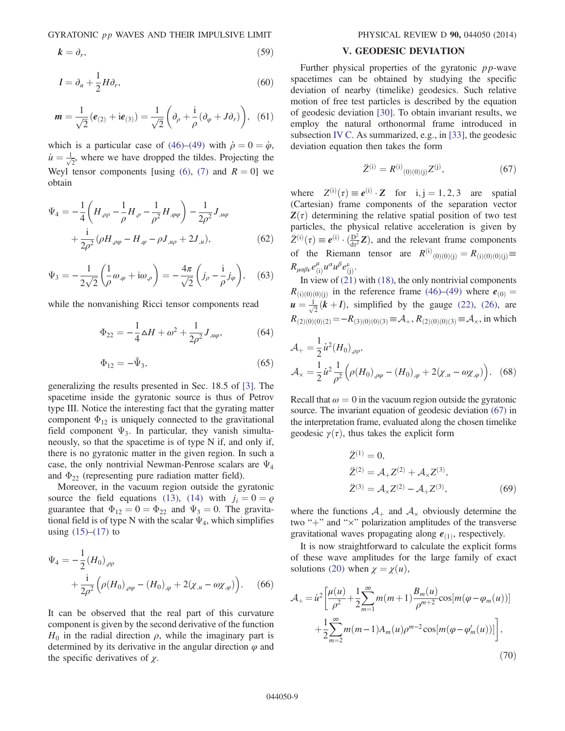$$\boldsymbol{k} = \partial_r, \tag{59}$$

$$\boldsymbol{l} = \partial_u + \frac{1}{2} H \partial_r, \tag{60}$$

$$\boldsymbol{m} = \frac{1}{\sqrt{2}} (\boldsymbol{e}_{(2)} + \mathrm{i} \boldsymbol{e}_{(3)}) = \frac{1}{\sqrt{2}} \left( \partial_\rho + \frac{\mathrm{i}}{\rho} (\partial_\varphi + J \partial_r) \right), \tag{61}$$

which is a particular case of (46)–(49) with $\dot{\rho} = 0 = \dot{\varphi}$, $\dot{u} = \frac{1}{\sqrt{2}}$, where we have dropped the tildes. Projecting the Weyl tensor components [using (6), (7) and $R = 0$] we obtain

$$\Psi_4 = -\frac{1}{4} \left( H_{,\rho\rho} - \frac{1}{\rho} H_{,\rho} - \frac{1}{\rho^2} H_{,\varphi\varphi} \right) - \frac{1}{2\rho^2} J_{,u\varphi} + \frac{\mathrm{i}}{2\rho^2} (\rho H_{,\rho\varphi} - H_{,\varphi} - \rho J_{,u\rho} + 2 J_{,u}), \tag{62}$$

$$\Psi_3 = -\frac{1}{2\sqrt{2}} \left( \frac{1}{\rho} \omega_{,\varphi} + \mathrm{i} \omega_{,\rho} \right) = -\frac{4\pi}{\sqrt{2}} \left( j_\rho - \frac{\mathrm{i}}{\rho} j_\varphi \right), \tag{63}$$

while the nonvanishing Ricci tensor components read

$$\Phi_{22} = -\frac{1}{4} \triangle H + \omega^2 + \frac{1}{2\rho^2} J_{,u\varphi}, \tag{64}$$

$$\Phi_{12} = -\bar{\Psi}_3, \tag{65}$$

generalizing the results presented in Sec. 18.5 of [3]. The spacetime inside the gyratonic source is thus of Petrov type III. Notice the interesting fact that the gyrating matter component $\Phi_{12}$ is uniquely connected to the gravitational field component $\Psi_3$. In particular, they vanish simultaneously, so that the spacetime is of type N if, and only if, there is no gyratonic matter in the given region. In such a case, the only nontrivial Newman-Penrose scalars are $\Psi_4$ and $\Phi_{22}$ (representing pure radiation matter field).

Moreover, in the vacuum region outside the gyratonic source the field equations (13), (14) with $j_i = 0 = \varrho$ guarantee that $\Phi_{12} = 0 = \Phi_{22}$ and $\Psi_3 = 0$. The gravitational field is of type N with the scalar $\Psi_4$, which simplifies using (15)–(17) to

$$\Psi_4 = -\frac{1}{2} (H_0)_{,\rho\rho} + \frac{\mathrm{i}}{2\rho^2} \left( \rho (H_0)_{,\rho\varphi} - (H_0)_{,\varphi} + 2(\chi_{,u} - \omega \chi_{,\varphi}) \right). \tag{66}$$

It can be observed that the real part of this curvature component is given by the second derivative of the function $H_0$ in the radial direction $\rho$, while the imaginary part is determined by its derivative in the angular direction $\varphi$ and the specific derivatives of $\chi$.

## V. GEODESIC DEVIATION

Further physical properties of the gyratonic $pp$-wave spacetimes can be obtained by studying the specific deviation of nearby (timelike) geodesics. Such relative motion of free test particles is described by the equation of geodesic deviation [30]. To obtain invariant results, we employ the natural orthonormal frame introduced in subsection IV C. As summarized, e.g., in [33], the geodesic deviation equation then takes the form

$$\ddot{Z}^{(\mathrm{i})} = R^{(\mathrm{i})}{}_{(0)(0)(\mathrm{j})} Z^{(\mathrm{j})}, \tag{67}$$

where $Z^{(\mathrm{i})}(\tau) \equiv \boldsymbol{e}^{(\mathrm{i})} \cdot \boldsymbol{Z}$ for $\mathrm{i}, \mathrm{j} = 1, 2, 3$ are spatial (Cartesian) frame components of the separation vector $\boldsymbol{Z}(\tau)$ determining the relative spatial position of two test particles, the physical relative acceleration is given by $\ddot{Z}^{(\mathrm{i})}(\tau) \equiv \boldsymbol{e}^{(\mathrm{i})} \cdot (\frac{\mathrm{D}^2}{\mathrm{d}\tau^2} \boldsymbol{Z})$, and the relevant frame components of the Riemann tensor are $R^{(\mathrm{i})}{}_{(0)(0)(\mathrm{j})} = R_{(\mathrm{i})(0)(0)(\mathrm{j})} \equiv R_{\mu\alpha\beta\nu} e^\mu_{(\mathrm{i})} u^\alpha u^\beta e^\nu_{(\mathrm{j})}$.

In view of (21) with (18), the only nontrivial components $R_{(\mathrm{i})(0)(0)(\mathrm{j})}$ in the reference frame (46)–(49) where $\boldsymbol{e}_{(0)} = \boldsymbol{u} = \frac{1}{\sqrt{2}} (\boldsymbol{k} + \boldsymbol{l})$, simplified by the gauge (22), (26), are $R_{(2)(0)(0)(2)} = -R_{(3)(0)(0)(3)} \equiv \mathcal{A}_+$, $R_{(2)(0)(0)(3)} \equiv \mathcal{A}_\times$, in which

$$\mathcal{A}_+ = \frac{1}{2} \dot{u}^2 (H_0)_{,\rho\rho},$$
$$\mathcal{A}_\times = \frac{1}{2} \dot{u}^2 \frac{1}{\rho^2} \left( \rho (H_0)_{,\rho\varphi} - (H_0)_{,\varphi} + 2(\chi_{,u} - \omega \chi_{,\varphi}) \right). \tag{68}$$

Recall that $\omega = 0$ in the vacuum region outside the gyratonic source. The invariant equation of geodesic deviation (67) in the interpretation frame, evaluated along the chosen timelike geodesic $\gamma(\tau)$, thus takes the explicit form

$$\ddot{Z}^{(1)} = 0,$$
$$\ddot{Z}^{(2)} = \mathcal{A}_+ Z^{(2)} + \mathcal{A}_\times Z^{(3)},$$
$$\ddot{Z}^{(3)} = \mathcal{A}_\times Z^{(2)} - \mathcal{A}_+ Z^{(3)}, \tag{69}$$

where the functions $\mathcal{A}_+$ and $\mathcal{A}_\times$ obviously determine the two "+" and "×" polarization amplitudes of the transverse gravitational waves propagating along $\boldsymbol{e}_{(1)}$, respectively.

It is now straightforward to calculate the explicit forms of these wave amplitudes for the large family of exact solutions (20) when $\chi = \chi(u)$,

$$\mathcal{A}_+ = \dot{u}^2 \left[ \frac{\mu(u)}{\rho^2} + \frac{1}{2} \sum_{m=1}^{\infty} m(m+1) \frac{B_m(u)}{\rho^{m+2}} \cos[m(\varphi - \varphi_m(u))] + \frac{1}{2} \sum_{m=2}^{\infty} m(m-1) A_m(u) \rho^{m-2} \cos[m(\varphi - \varphi'_m(u))] \right], \tag{70}$$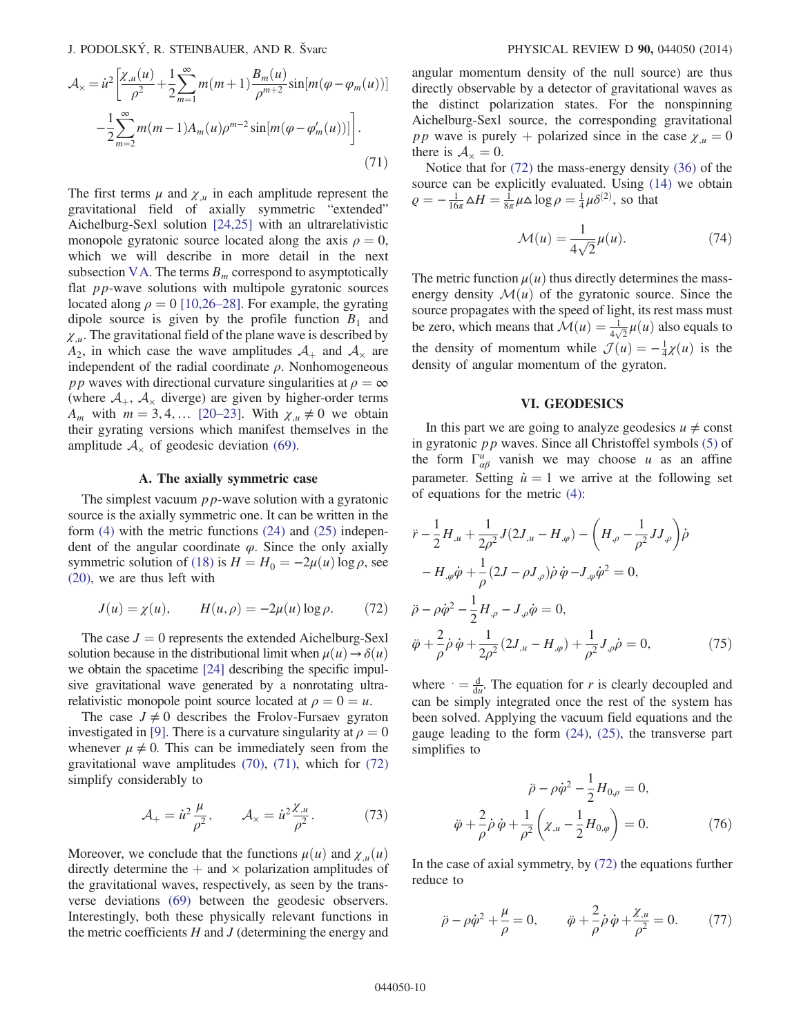$$
\mathcal{A}_\times = \dot{u}^2\left[\frac{\chi_{,u}(u)}{\rho^2}+\frac{1}{2}\sum_{m=1}^{\infty}m(m+1)\frac{B_m(u)}{\rho^{m+2}}\sin[m(\varphi-\varphi_m(u))]\right.
$$
$$
\left.-\frac{1}{2}\sum_{m=2}^{\infty}m(m-1)A_m(u)\rho^{m-2}\sin[m(\varphi-\varphi_m'(u))]\right]. \tag{71}
$$

The first terms $\mu$ and $\chi_{,u}$ in each amplitude represent the gravitational field of axially symmetric "extended" Aichelburg-Sexl solution [24,25] with an ultrarelativistic monopole gyratonic source located along the axis $\rho = 0$, which we will describe in more detail in the next subsection V A. The terms $B_m$ correspond to asymptotically flat $pp$-wave solutions with multipole gyratonic sources located along $\rho = 0$ [10,26–28]. For example, the gyrating dipole source is given by the profile function $B_1$ and $\chi_{,u}$. The gravitational field of the plane wave is described by $A_2$, in which case the wave amplitudes $\mathcal{A}_+$ and $\mathcal{A}_\times$ are independent of the radial coordinate $\rho$. Nonhomogeneous $pp$ waves with directional curvature singularities at $\rho = \infty$ (where $\mathcal{A}_+$, $\mathcal{A}_\times$ diverge) are given by higher-order terms $A_m$ with $m = 3, 4, \ldots$ [20–23]. With $\chi_{,u} \neq 0$ we obtain their gyrating versions which manifest themselves in the amplitude $\mathcal{A}_\times$ of geodesic deviation (69).

### A. The axially symmetric case

The simplest vacuum $pp$-wave solution with a gyratonic source is the axially symmetric one. It can be written in the form (4) with the metric functions (24) and (25) independent of the angular coordinate $\varphi$. Since the only axially symmetric solution of (18) is $H = H_0 = -2\mu(u)\log\rho$, see (20), we are thus left with

$$
J(u) = \chi(u), \qquad H(u,\rho) = -2\mu(u)\log\rho. \tag{72}
$$

The case $J = 0$ represents the extended Aichelburg-Sexl solution because in the distributional limit when $\mu(u) \to \delta(u)$ we obtain the spacetime [24] describing the specific impulsive gravitational wave generated by a nonrotating ultrarelativistic monopole point source located at $\rho = 0 = u$.

The case $J \neq 0$ describes the Frolov-Fursaev gyraton investigated in [9]. There is a curvature singularity at $\rho = 0$ whenever $\mu \neq 0$. This can be immediately seen from the gravitational wave amplitudes (70), (71), which for (72) simplify considerably to

$$
\mathcal{A}_+ = \dot{u}^2\frac{\mu}{\rho^2}, \qquad \mathcal{A}_\times = \dot{u}^2\frac{\chi_{,u}}{\rho^2}. \tag{73}
$$

Moreover, we conclude that the functions $\mu(u)$ and $\chi_{,u}(u)$ directly determine the $+$ and $\times$ polarization amplitudes of the gravitational waves, respectively, as seen by the transverse deviations (69) between the geodesic observers. Interestingly, both these physically relevant functions in the metric coefficients $H$ and $J$ (determining the energy and angular momentum density of the null source) are thus directly observable by a detector of gravitational waves as the distinct polarization states. For the nonspinning Aichelburg-Sexl source, the corresponding gravitational $pp$ wave is purely $+$ polarized since in the case $\chi_{,u} = 0$ there is $\mathcal{A}_\times = 0$.

Notice that for (72) the mass-energy density (36) of the source can be explicitly evaluated. Using (14) we obtain $\varrho = -\frac{1}{16\pi}\triangle H = \frac{1}{8\pi}\mu\triangle\log\rho = \frac{1}{4}\mu\delta^{(2)}$, so that

$$
\mathcal{M}(u) = \frac{1}{4\sqrt{2}}\mu(u). \tag{74}
$$

The metric function $\mu(u)$ thus directly determines the mass-energy density $\mathcal{M}(u)$ of the gyratonic source. Since the source propagates with the speed of light, its rest mass must be zero, which means that $\mathcal{M}(u) = \frac{1}{4\sqrt{2}}\mu(u)$ also equals to the density of momentum while $\mathcal{J}(u) = -\frac{1}{4}\chi(u)$ is the density of angular momentum of the gyraton.

## VI. GEODESICS

In this part we are going to analyze geodesics $u \neq \text{const}$ in gyratonic $pp$ waves. Since all Christoffel symbols (5) of the form $\Gamma^u_{\alpha\beta}$ vanish we may choose $u$ as an affine parameter. Setting $\dot{u} = 1$ we arrive at the following set of equations for the metric (4):

$$
\begin{aligned}
&\ddot{r} - \frac{1}{2}H_{,u} + \frac{1}{2\rho^2}J(2J_{,u} - H_{,\varphi}) - \left(H_{,\rho} - \frac{1}{\rho^2}JJ_{,\rho}\right)\dot{\rho} \\
&\quad - H_{,\varphi}\dot{\varphi} + \frac{1}{\rho}(2J - \rho J_{,\rho})\dot{\rho}\,\dot{\varphi} - J_{,\varphi}\dot{\varphi}^2 = 0, \\
&\ddot{\rho} - \rho\dot{\varphi}^2 - \frac{1}{2}H_{,\rho} - J_{,\rho}\dot{\varphi} = 0, \\
&\ddot{\varphi} + \frac{2}{\rho}\dot{\rho}\,\dot{\varphi} + \frac{1}{2\rho^2}(2J_{,u} - H_{,\varphi}) + \frac{1}{\rho^2}J_{,\rho}\dot{\rho} = 0,
\end{aligned} \tag{75}
$$

where $\dot{} = \frac{\mathrm{d}}{\mathrm{d}u}$. The equation for $r$ is clearly decoupled and can be simply integrated once the rest of the system has been solved. Applying the vacuum field equations and the gauge leading to the form (24), (25), the transverse part simplifies to

$$
\begin{aligned}
&\ddot{\rho} - \rho\dot{\varphi}^2 - \frac{1}{2}H_{0,\rho} = 0, \\
&\ddot{\varphi} + \frac{2}{\rho}\dot{\rho}\,\dot{\varphi} + \frac{1}{\rho^2}\left(\chi_{,u} - \frac{1}{2}H_{0,\varphi}\right) = 0.
\end{aligned} \tag{76}
$$

In the case of axial symmetry, by (72) the equations further reduce to

$$
\ddot{\rho} - \rho\dot{\varphi}^2 + \frac{\mu}{\rho} = 0, \qquad \ddot{\varphi} + \frac{2}{\rho}\dot{\rho}\,\dot{\varphi} + \frac{\chi_{,u}}{\rho^2} = 0. \tag{77}
$$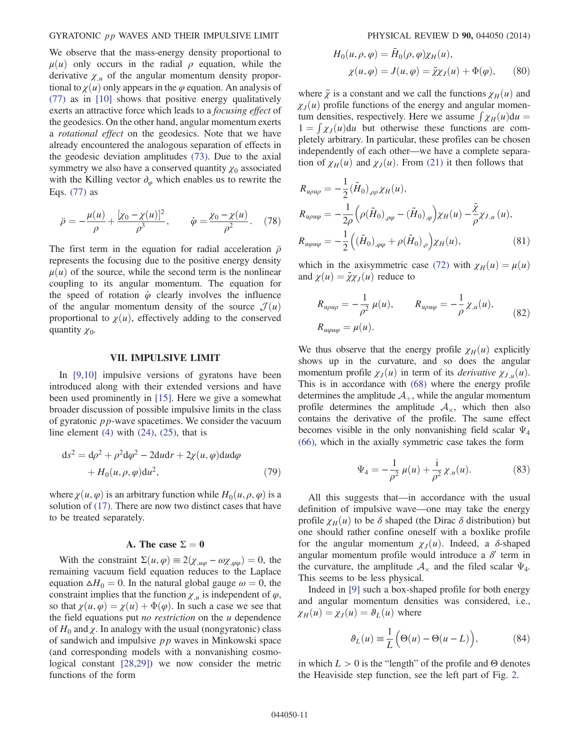We observe that the mass-energy density proportional to $\mu(u)$ only occurs in the radial $\rho$ equation, while the derivative $\chi_{,u}$ of the angular momentum density proportional to $\chi(u)$ only appears in the $\varphi$ equation. An analysis of (77) as in [10] shows that positive energy qualitatively exerts an attractive force which leads to a *focusing effect* of the geodesics. On the other hand, angular momentum exerts a *rotational effect* on the geodesics. Note that we have already encountered the analogous separation of effects in the geodesic deviation amplitudes (73). Due to the axial symmetry we also have a conserved quantity $\chi_0$ associated with the Killing vector $\partial_\varphi$ which enables us to rewrite the Eqs. (77) as

$$\ddot{\rho} = -\frac{\mu(u)}{\rho} + \frac{[\chi_0 - \chi(u)]^2}{\rho^3}, \qquad \dot{\varphi} = \frac{\chi_0 - \chi(u)}{\rho^2}. \tag{78}$$

The first term in the equation for radial acceleration $\ddot{\rho}$ represents the focusing due to the positive energy density $\mu(u)$ of the source, while the second term is the nonlinear coupling to its angular momentum. The equation for the speed of rotation $\dot{\varphi}$ clearly involves the influence of the angular momentum density of the source $\mathcal{J}(u)$ proportional to $\chi(u)$, effectively adding to the conserved quantity $\chi_0$.

## VII. IMPULSIVE LIMIT

In [9,10] impulsive versions of gyratons have been introduced along with their extended versions and have been used prominently in [15]. Here we give a somewhat broader discussion of possible impulsive limits in the class of gyratonic $pp$-wave spacetimes. We consider the vacuum line element (4) with (24), (25), that is

$$\mathrm{d}s^2 = \mathrm{d}\rho^2 + \rho^2\mathrm{d}\varphi^2 - 2\mathrm{d}u\mathrm{d}r + 2\chi(u,\varphi)\mathrm{d}u\mathrm{d}\varphi + H_0(u,\rho,\varphi)\mathrm{d}u^2, \tag{79}$$

where $\chi(u,\varphi)$ is an arbitrary function while $H_0(u,\rho,\varphi)$ is a solution of (17). There are now two distinct cases that have to be treated separately.

### A. The case $\Sigma = 0$

With the constraint $\Sigma(u,\varphi) \equiv 2(\chi_{,u\varphi} - \omega\chi_{,\varphi\varphi}) = 0$, the remaining vacuum field equation reduces to the Laplace equation $\Delta H_0 = 0$. In the natural global gauge $\omega = 0$, the constraint implies that the function $\chi_{,u}$ is independent of $\varphi$, so that $\chi(u,\varphi) = \chi(u) + \Phi(\varphi)$. In such a case we see that the field equations put *no restriction* on the $u$ dependence of $H_0$ and $\chi$. In analogy with the usual (nongyratonic) class of sandwich and impulsive $pp$ waves in Minkowski space (and corresponding models with a nonvanishing cosmological constant [28,29]) we now consider the metric functions of the form

$$H_0(u,\rho,\varphi) = \tilde{H}_0(\rho,\varphi)\chi_H(u),$$
$$\chi(u,\varphi) = J(u,\varphi) = \tilde{\chi}\chi_J(u) + \Phi(\varphi), \tag{80}$$

where $\tilde{\chi}$ is a constant and we call the functions $\chi_H(u)$ and $\chi_J(u)$ profile functions of the energy and angular momentum densities, respectively. Here we assume $\int\chi_H(u)\mathrm{d}u = 1 = \int\chi_J(u)\mathrm{d}u$ but otherwise these functions are completely arbitrary. In particular, these profiles can be chosen independently of each other—we have a complete separation of $\chi_H(u)$ and $\chi_J(u)$. From (21) it then follows that

$$R_{u\rho u\rho} = -\frac{1}{2}(\tilde{H}_0)_{,\rho\rho}\chi_H(u),$$
$$R_{u\rho u\varphi} = -\frac{1}{2\rho}\Big(\rho(\tilde{H}_0)_{,\rho\varphi} - (\tilde{H}_0)_{,\varphi}\Big)\chi_H(u) - \frac{\tilde{\chi}}{\rho}\chi_{J,u}(u),$$
$$R_{u\varphi u\varphi} = -\frac{1}{2}\Big((\tilde{H}_0)_{,\varphi\varphi} + \rho(\tilde{H}_0)_{,\rho}\Big)\chi_H(u), \tag{81}$$

which in the axisymmetric case (72) with $\chi_H(u) = \mu(u)$ and $\chi(u) = \tilde{\chi}\chi_J(u)$ reduce to

$$R_{u\rho u\rho} = -\frac{1}{\rho^2}\,\mu(u), \qquad R_{u\rho u\varphi} = -\frac{1}{\rho}\,\chi_{,u}(u),$$
$$R_{u\varphi u\varphi} = \mu(u). \tag{82}$$

We thus observe that the energy profile $\chi_H(u)$ explicitly shows up in the curvature, and so does the angular momentum profile $\chi_J(u)$ in term of its *derivative* $\chi_{J,u}(u)$. This is in accordance with (68) where the energy profile determines the amplitude $\mathcal{A}_+$, while the angular momentum profile determines the amplitude $\mathcal{A}_\times$, which then also contains the derivative of the profile. The same effect becomes visible in the only nonvanishing field scalar $\Psi_4$ (66), which in the axially symmetric case takes the form

$$\Psi_4 = -\frac{1}{\rho^2}\,\mu(u) + \frac{\mathrm{i}}{\rho^2}\,\chi_{,u}(u). \tag{83}$$

All this suggests that—in accordance with the usual definition of impulsive wave—one may take the energy profile $\chi_H(u)$ to be $\delta$ shaped (the Dirac $\delta$ distribution) but one should rather confine oneself with a boxlike profile for the angular momentum $\chi_J(u)$. Indeed, a $\delta$-shaped angular momentum profile would introduce a $\delta'$ term in the curvature, the amplitude $\mathcal{A}_\times$ and the filed scalar $\Psi_4$. This seems to be less physical.

Indeed in [9] such a box-shaped profile for both energy and angular momentum densities was considered, i.e., $\chi_H(u) = \chi_J(u) = \vartheta_L(u)$ where

$$\vartheta_L(u) \equiv \frac{1}{L}\Big(\Theta(u) - \Theta(u-L)\Big), \tag{84}$$

in which $L > 0$ is the "length" of the profile and $\Theta$ denotes the Heaviside step function, see the left part of Fig. 2.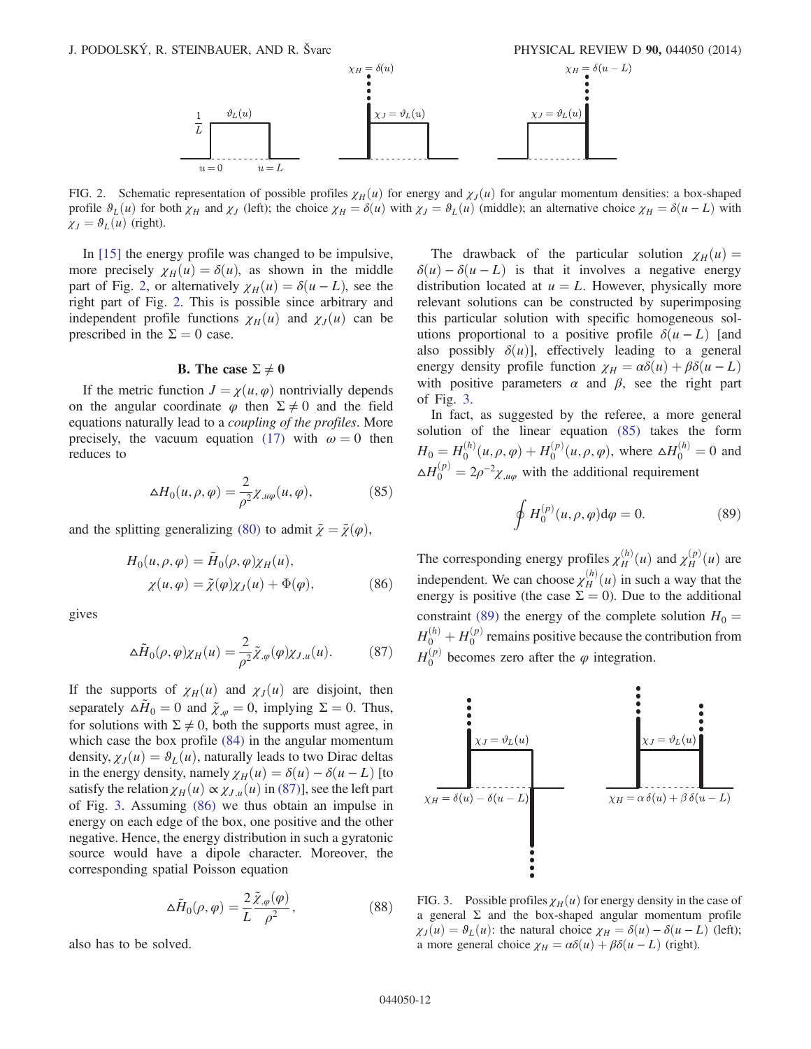FIG. 2. Schematic representation of possible profiles $\chi_H(u)$ for energy and $\chi_J(u)$ for angular momentum densities: a box-shaped profile $\vartheta_L(u)$ for both $\chi_H$ and $\chi_J$ (left); the choice $\chi_H = \delta(u)$ with $\chi_J = \vartheta_L(u)$ (middle); an alternative choice $\chi_H = \delta(u-L)$ with $\chi_J = \vartheta_L(u)$ (right).

In [15] the energy profile was changed to be impulsive, more precisely $\chi_H(u) = \delta(u)$, as shown in the middle part of Fig. 2, or alternatively $\chi_H(u) = \delta(u-L)$, see the right part of Fig. 2. This is possible since arbitrary and independent profile functions $\chi_H(u)$ and $\chi_J(u)$ can be prescribed in the $\Sigma = 0$ case.

### B. The case $\Sigma \neq 0$

If the metric function $J = \chi(u, \varphi)$ nontrivially depends on the angular coordinate $\varphi$ then $\Sigma \neq 0$ and the field equations naturally lead to a *coupling of the profiles*. More precisely, the vacuum equation (17) with $\omega = 0$ then reduces to

$$\triangle H_0(u, \rho, \varphi) = \frac{2}{\rho^2}\chi_{,u\varphi}(u, \varphi), \tag{85}$$

and the splitting generalizing (80) to admit $\tilde{\chi} = \tilde{\chi}(\varphi)$,

$$\begin{aligned} H_0(u, \rho, \varphi) &= \tilde{H}_0(\rho, \varphi)\chi_H(u), \\ \chi(u, \varphi) &= \tilde{\chi}(\varphi)\chi_J(u) + \Phi(\varphi), \end{aligned} \tag{86}$$

gives

$$\triangle \tilde{H}_0(\rho, \varphi)\chi_H(u) = \frac{2}{\rho^2}\tilde{\chi}_{,\varphi}(\varphi)\chi_{J,u}(u). \tag{87}$$

If the supports of $\chi_H(u)$ and $\chi_J(u)$ are disjoint, then separately $\triangle \tilde{H}_0 = 0$ and $\tilde{\chi}_{,\varphi} = 0$, implying $\Sigma = 0$. Thus, for solutions with $\Sigma \neq 0$, both the supports must agree, in which case the box profile (84) in the angular momentum density, $\chi_J(u) = \vartheta_L(u)$, naturally leads to two Dirac deltas in the energy density, namely $\chi_H(u) = \delta(u) - \delta(u-L)$ [to satisfy the relation $\chi_H(u) \propto \chi_{J,u}(u)$ in (87)], see the left part of Fig. 3. Assuming (86) we thus obtain an impulse in energy on each edge of the box, one positive and the other negative. Hence, the energy distribution in such a gyratonic source would have a dipole character. Moreover, the corresponding spatial Poisson equation

$$\triangle \tilde{H}_0(\rho, \varphi) = \frac{2}{L}\frac{\tilde{\chi}_{,\varphi}(\varphi)}{\rho^2}, \tag{88}$$

also has to be solved.

The drawback of the particular solution $\chi_H(u) = \delta(u) - \delta(u-L)$ is that it involves a negative energy distribution located at $u = L$. However, physically more relevant solutions can be constructed by superimposing this particular solution with specific homogeneous solutions proportional to a positive profile $\delta(u-L)$ [and also possibly $\delta(u)$], effectively leading to a general energy density profile function $\chi_H = \alpha\delta(u) + \beta\delta(u-L)$ with positive parameters $\alpha$ and $\beta$, see the right part of Fig. 3.

In fact, as suggested by the referee, a more general solution of the linear equation (85) takes the form $H_0 = H_0^{(h)}(u, \rho, \varphi) + H_0^{(p)}(u, \rho, \varphi)$, where $\triangle H_0^{(h)} = 0$ and $\triangle H_0^{(p)} = 2\rho^{-2}\chi_{,u\varphi}$ with the additional requirement

$$\oint H_0^{(p)}(u, \rho, \varphi)\mathrm{d}\varphi = 0. \tag{89}$$

The corresponding energy profiles $\chi_H^{(h)}(u)$ and $\chi_H^{(p)}(u)$ are independent. We can choose $\chi_H^{(h)}(u)$ in such a way that the energy is positive (the case $\Sigma = 0$). Due to the additional constraint (89) the energy of the complete solution $H_0 = H_0^{(h)} + H_0^{(p)}$ remains positive because the contribution from $H_0^{(p)}$ becomes zero after the $\varphi$ integration.

FIG. 3. Possible profiles $\chi_H(u)$ for energy density in the case of a general $\Sigma$ and the box-shaped angular momentum profile $\chi_J(u) = \vartheta_L(u)$: the natural choice $\chi_H = \delta(u) - \delta(u-L)$ (left); a more general choice $\chi_H = \alpha\delta(u) + \beta\delta(u-L)$ (right).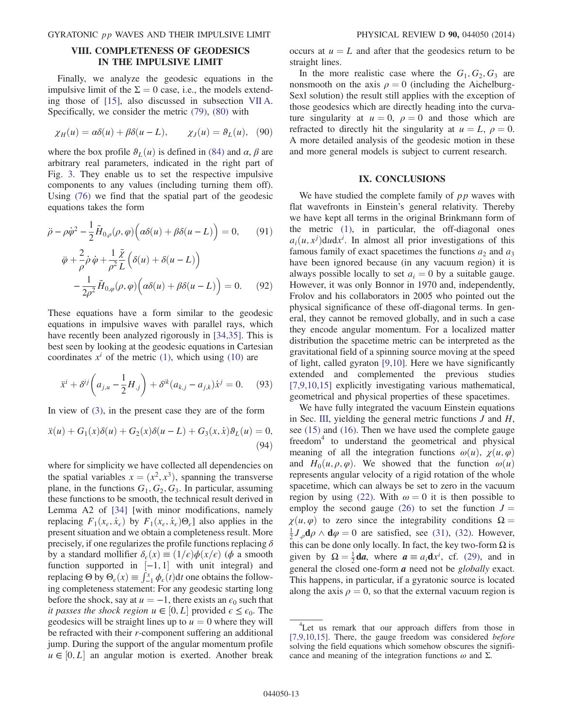## VIII. COMPLETENESS OF GEODESICS IN THE IMPULSIVE LIMIT

Finally, we analyze the geodesic equations in the impulsive limit of the $\Sigma = 0$ case, i.e., the models extending those of [15], also discussed in subsection VII A. Specifically, we consider the metric (79), (80) with

$$\chi_H(u) = \alpha\delta(u) + \beta\delta(u-L), \qquad \chi_J(u) = \vartheta_L(u), \quad (90)$$

where the box profile $\vartheta_L(u)$ is defined in (84) and $\alpha, \beta$ are arbitrary real parameters, indicated in the right part of Fig. 3. They enable us to set the respective impulsive components to any values (including turning them off). Using (76) we find that the spatial part of the geodesic equations takes the form

$$\ddot{\rho} - \rho\dot{\varphi}^2 - \frac{1}{2}\tilde{H}_{0,\rho}(\rho,\varphi)\Big(\alpha\delta(u) + \beta\delta(u-L)\Big) = 0, \qquad (91)$$

$$\ddot{\varphi} + \frac{2}{\rho}\dot{\rho}\,\dot{\varphi} + \frac{1}{\rho^2}\frac{\tilde{\chi}}{L}\Big(\delta(u) + \delta(u-L)\Big) - \frac{1}{2\rho^2}\tilde{H}_{0,\varphi}(\rho,\varphi)\Big(\alpha\delta(u) + \beta\delta(u-L)\Big) = 0. \qquad (92)$$

These equations have a form similar to the geodesic equations in impulsive waves with parallel rays, which have recently been analyzed rigorously in [34,35]. This is best seen by looking at the geodesic equations in Cartesian coordinates $x^i$ of the metric (1), which using (10) are

$$\ddot{x}^i + \delta^{ij}\left(a_{j,u} - \frac{1}{2}H_{,j}\right) + \delta^{ik}(a_{k,j} - a_{j,k})\dot{x}^j = 0. \qquad (93)$$

In view of (3), in the present case they are of the form

$$\ddot{x}(u) + G_1(x)\delta(u) + G_2(x)\delta(u-L) + G_3(x,\dot{x})\vartheta_L(u) = 0, \qquad (94)$$

where for simplicity we have collected all dependencies on the spatial variables $x = (x^2, x^3)$, spanning the transverse plane, in the functions $G_1, G_2, G_3$. In particular, assuming these functions to be smooth, the technical result derived in Lemma A2 of [34] [with minor modifications, namely replacing $F_1(x_\epsilon, \dot{x}_\epsilon)$ by $F_1(x_\epsilon, \dot{x}_\epsilon)\Theta_\epsilon$] also applies in the present situation and we obtain a completeness result. More precisely, if one regularizes the profile functions replacing $\delta$ by a standard mollifier $\delta_\epsilon(x) \equiv (1/\epsilon)\phi(x/\epsilon)$ ($\phi$ a smooth function supported in $[-1,1]$ with unit integral) and replacing $\Theta$ by $\Theta_\epsilon(x) \equiv \int_{-1}^{x}\phi_\epsilon(t)\mathrm{d}t$ one obtains the following completeness statement: For any geodesic starting long before the shock, say at $u=-1$, there exists an $\epsilon_0$ such that *it passes the shock region* $u \in [0, L]$ provided $\epsilon \leq \epsilon_0$. The geodesics will be straight lines up to $u = 0$ where they will be refracted with their $r$-component suffering an additional jump. During the support of the angular momentum profile $u \in [0, L]$ an angular motion is exerted. Another break occurs at $u = L$ and after that the geodesics return to be straight lines.

In the more realistic case where the $G_1, G_2, G_3$ are nonsmooth on the axis $\rho = 0$ (including the Aichelburg-Sexl solution) the result still applies with the exception of those geodesics which are directly heading into the curvature singularity at $u = 0$, $\rho = 0$ and those which are refracted to directly hit the singularity at $u = L$, $\rho = 0$. A more detailed analysis of the geodesic motion in these and more general models is subject to current research.

## IX. CONCLUSIONS

We have studied the complete family of $pp$ waves with flat wavefronts in Einstein's general relativity. Thereby we have kept all terms in the original Brinkmann form of the metric (1), in particular, the off-diagonal ones $a_i(u, x^j)\mathrm{d}u\mathrm{d}x^i$. In almost all prior investigations of this famous family of exact spacetimes the functions $a_2$ and $a_3$ have been ignored because (in any vacuum region) it is always possible locally to set $a_i = 0$ by a suitable gauge. However, it was only Bonnor in 1970 and, independently, Frolov and his collaborators in 2005 who pointed out the physical significance of these off-diagonal terms. In general, they cannot be removed globally, and in such a case they encode angular momentum. For a localized matter distribution the spacetime metric can be interpreted as the gravitational field of a spinning source moving at the speed of light, called gyraton [9,10]. Here we have significantly extended and complemented the previous studies [7,9,10,15] explicitly investigating various mathematical, geometrical and physical properties of these spacetimes.

We have fully integrated the vacuum Einstein equations in Sec. III, yielding the general metric functions $J$ and $H$, see (15) and (16). Then we have used the complete gauge freedom[4] to understand the geometrical and physical meaning of all the integration functions $\omega(u)$, $\chi(u,\varphi)$ and $H_0(u,\rho,\varphi)$. We showed that the function $\omega(u)$ represents angular velocity of a rigid rotation of the whole spacetime, which can always be set to zero in the vacuum region by using (22). With $\omega = 0$ it is then possible to employ the second gauge (26) to set the function $J = \chi(u,\varphi)$ to zero since the integrability conditions $\Omega = \frac{1}{2}J_{,\rho}\mathbf{d}\rho \wedge \mathbf{d}\varphi = 0$ are satisfied, see (31), (32). However, this can be done only locally. In fact, the key two-form $\Omega$ is given by $\Omega = \frac{1}{2}\mathbf{d}\boldsymbol{a}$, where $\boldsymbol{a} \equiv a_i\mathbf{d}x^i$, cf. (29), and in general the closed one-form $\boldsymbol{a}$ need not be *globally* exact. This happens, in particular, if a gyratonic source is located along the axis $\rho = 0$, so that the external vacuum region is

[4] Let us remark that our approach differs from those in [7,9,10,15]. There, the gauge freedom was considered *before* solving the field equations which somehow obscures the significance and meaning of the integration functions $\omega$ and $\Sigma$.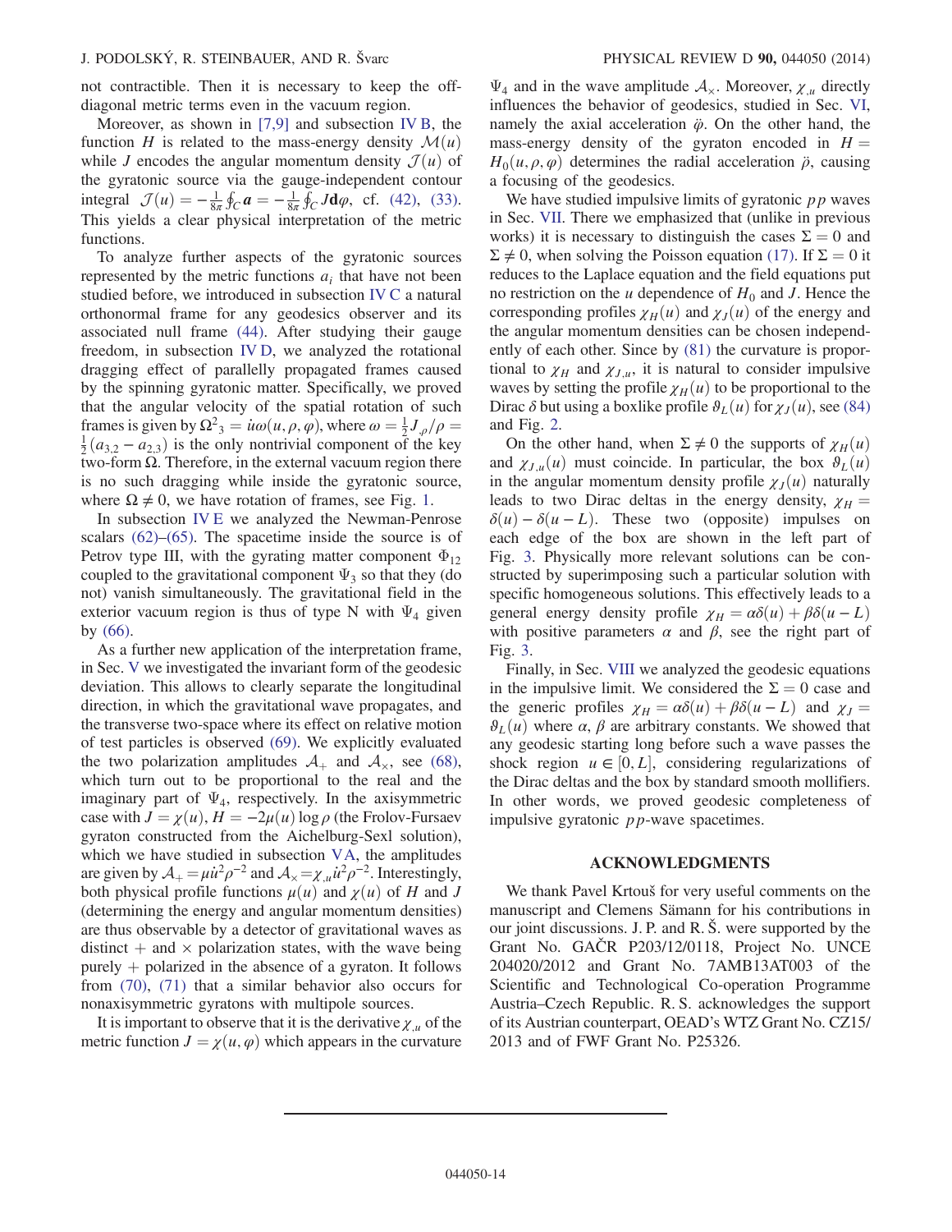not contractible. Then it is necessary to keep the off-diagonal metric terms even in the vacuum region.

Moreover, as shown in [7,9] and subsection IV B, the function $H$ is related to the mass-energy density $\mathcal{M}(u)$ while $J$ encodes the angular momentum density $\mathcal{J}(u)$ of the gyratonic source via the gauge-independent contour integral $\mathcal{J}(u) = -\frac{1}{8\pi}\oint_C \boldsymbol{a} = -\frac{1}{8\pi}\oint_C J\mathbf{d}\varphi$, cf. (42), (33). This yields a clear physical interpretation of the metric functions.

To analyze further aspects of the gyratonic sources represented by the metric functions $a_i$ that have not been studied before, we introduced in subsection IV C a natural orthonormal frame for any geodesics observer and its associated null frame (44). After studying their gauge freedom, in subsection IV D, we analyzed the rotational dragging effect of parallelly propagated frames caused by the spinning gyratonic matter. Specifically, we proved that the angular velocity of the spatial rotation of such frames is given by $\Omega^2{}_3 = \dot{u}\omega(u,\rho,\varphi)$, where $\omega = \frac{1}{2}J_{,\rho}/\rho = \frac{1}{2}(a_{3,2} - a_{2,3})$ is the only nontrivial component of the key two-form $\Omega$. Therefore, in the external vacuum region there is no such dragging while inside the gyratonic source, where $\Omega \neq 0$, we have rotation of frames, see Fig. 1.

In subsection IV E we analyzed the Newman-Penrose scalars (62)–(65). The spacetime inside the source is of Petrov type III, with the gyrating matter component $\Phi_{12}$ coupled to the gravitational component $\Psi_3$ so that they (do not) vanish simultaneously. The gravitational field in the exterior vacuum region is thus of type N with $\Psi_4$ given by (66).

As a further new application of the interpretation frame, in Sec. V we investigated the invariant form of the geodesic deviation. This allows to clearly separate the longitudinal direction, in which the gravitational wave propagates, and the transverse two-space where its effect on relative motion of test particles is observed (69). We explicitly evaluated the two polarization amplitudes $\mathcal{A}_+$ and $\mathcal{A}_\times$, see (68), which turn out to be proportional to the real and the imaginary part of $\Psi_4$, respectively. In the axisymmetric case with $J = \chi(u)$, $H = -2\mu(u)\log\rho$ (the Frolov-Fursaev gyraton constructed from the Aichelburg-Sexl solution), which we have studied in subsection V A, the amplitudes are given by $\mathcal{A}_+ = \mu\dot{u}^2\rho^{-2}$ and $\mathcal{A}_\times = \chi_{,u}\dot{u}^2\rho^{-2}$. Interestingly, both physical profile functions $\mu(u)$ and $\chi(u)$ of $H$ and $J$ (determining the energy and angular momentum densities) are thus observable by a detector of gravitational waves as distinct $+$ and $\times$ polarization states, with the wave being purely $+$ polarized in the absence of a gyraton. It follows from (70), (71) that a similar behavior also occurs for nonaxisymmetric gyratons with multipole sources.

It is important to observe that it is the derivative $\chi_{,u}$ of the metric function $J = \chi(u,\varphi)$ which appears in the curvature $\Psi_4$ and in the wave amplitude $\mathcal{A}_\times$. Moreover, $\chi_{,u}$ directly influences the behavior of geodesics, studied in Sec. VI, namely the axial acceleration $\ddot{\varphi}$. On the other hand, the mass-energy density of the gyraton encoded in $H = H_0(u,\rho,\varphi)$ determines the radial acceleration $\ddot{\rho}$, causing a focusing of the geodesics.

We have studied impulsive limits of gyratonic $pp$ waves in Sec. VII. There we emphasized that (unlike in previous works) it is necessary to distinguish the cases $\Sigma = 0$ and $\Sigma \neq 0$, when solving the Poisson equation (17). If $\Sigma = 0$ it reduces to the Laplace equation and the field equations put no restriction on the $u$ dependence of $H_0$ and $J$. Hence the corresponding profiles $\chi_H(u)$ and $\chi_J(u)$ of the energy and the angular momentum densities can be chosen independently of each other. Since by (81) the curvature is proportional to $\chi_H$ and $\chi_{J,u}$, it is natural to consider impulsive waves by setting the profile $\chi_H(u)$ to be proportional to the Dirac $\delta$ but using a boxlike profile $\vartheta_L(u)$ for $\chi_J(u)$, see (84) and Fig. 2.

On the other hand, when $\Sigma \neq 0$ the supports of $\chi_H(u)$ and $\chi_{J,u}(u)$ must coincide. In particular, the box $\vartheta_L(u)$ in the angular momentum density profile $\chi_J(u)$ naturally leads to two Dirac deltas in the energy density, $\chi_H = \delta(u) - \delta(u-L)$. These two (opposite) impulses on each edge of the box are shown in the left part of Fig. 3. Physically more relevant solutions can be constructed by superimposing such a particular solution with specific homogeneous solutions. This effectively leads to a general energy density profile $\chi_H = \alpha\delta(u) + \beta\delta(u-L)$ with positive parameters $\alpha$ and $\beta$, see the right part of Fig. 3.

Finally, in Sec. VIII we analyzed the geodesic equations in the impulsive limit. We considered the $\Sigma = 0$ case and the generic profiles $\chi_H = \alpha\delta(u) + \beta\delta(u-L)$ and $\chi_J = \vartheta_L(u)$ where $\alpha$, $\beta$ are arbitrary constants. We showed that any geodesic starting long before such a wave passes the shock region $u \in [0, L]$, considering regularizations of the Dirac deltas and the box by standard smooth mollifiers. In other words, we proved geodesic completeness of impulsive gyratonic $pp$-wave spacetimes.

## ACKNOWLEDGMENTS

We thank Pavel Krtouš for very useful comments on the manuscript and Clemens Sämann for his contributions in our joint discussions. J. P. and R. Š. were supported by the Grant No. GAČR P203/12/0118, Project No. UNCE 204020/2012 and Grant No. 7AMB13AT003 of the Scientific and Technological Co-operation Programme Austria–Czech Republic. R. S. acknowledges the support of its Austrian counterpart, OEAD's WTZ Grant No. CZ15/2013 and of FWF Grant No. P25326.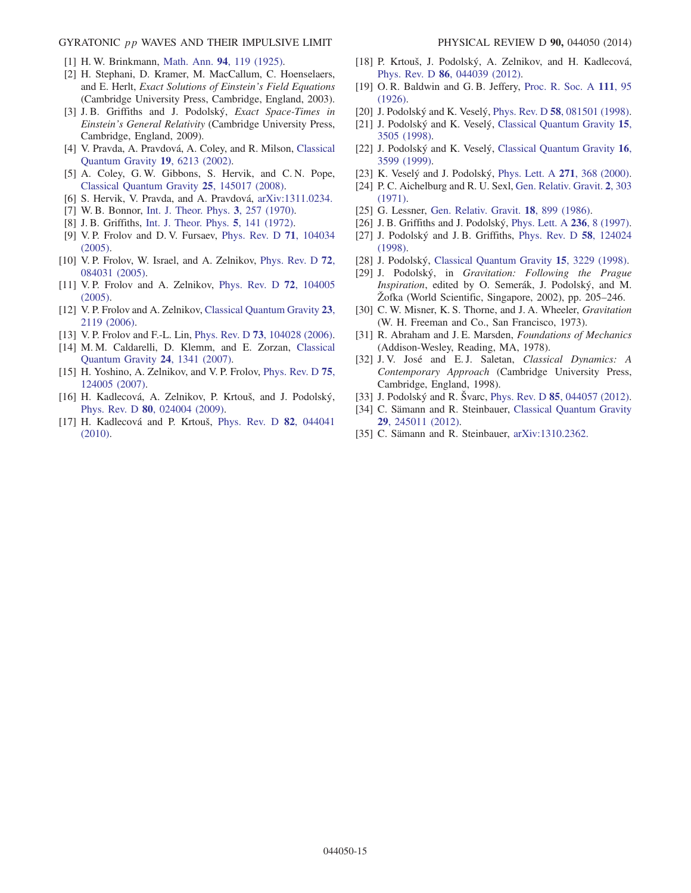[1] H. W. Brinkmann, Math. Ann. **94**, 119 (1925).

[2] H. Stephani, D. Kramer, M. MacCallum, C. Hoenselaers, and E. Herlt, *Exact Solutions of Einstein's Field Equations* (Cambridge University Press, Cambridge, England, 2003).

[3] J. B. Griffiths and J. Podolský, *Exact Space-Times in Einstein's General Relativity* (Cambridge University Press, Cambridge, England, 2009).

[4] V. Pravda, A. Pravdová, A. Coley, and R. Milson, Classical Quantum Gravity **19**, 6213 (2002).

[5] A. Coley, G. W. Gibbons, S. Hervik, and C. N. Pope, Classical Quantum Gravity **25**, 145017 (2008).

[6] S. Hervik, V. Pravda, and A. Pravdová, arXiv:1311.0234.

[7] W. B. Bonnor, Int. J. Theor. Phys. **3**, 257 (1970).

[8] J. B. Griffiths, Int. J. Theor. Phys. **5**, 141 (1972).

[9] V. P. Frolov and D. V. Fursaev, Phys. Rev. D **71**, 104034 (2005).

[10] V. P. Frolov, W. Israel, and A. Zelnikov, Phys. Rev. D **72**, 084031 (2005).

[11] V. P. Frolov and A. Zelnikov, Phys. Rev. D **72**, 104005 (2005).

[12] V. P. Frolov and A. Zelnikov, Classical Quantum Gravity **23**, 2119 (2006).

[13] V. P. Frolov and F.-L. Lin, Phys. Rev. D **73**, 104028 (2006).

[14] M. M. Caldarelli, D. Klemm, and E. Zorzan, Classical Quantum Gravity **24**, 1341 (2007).

[15] H. Yoshino, A. Zelnikov, and V. P. Frolov, Phys. Rev. D **75**, 124005 (2007).

[16] H. Kadlecová, A. Zelnikov, P. Krtouš, and J. Podolský, Phys. Rev. D **80**, 024004 (2009).

[17] H. Kadlecová and P. Krtouš, Phys. Rev. D **82**, 044041 (2010).

[18] P. Krtouš, J. Podolský, A. Zelnikov, and H. Kadlecová, Phys. Rev. D **86**, 044039 (2012).

[19] O. R. Baldwin and G. B. Jeffery, Proc. R. Soc. A **111**, 95 (1926).

[20] J. Podolský and K. Veselý, Phys. Rev. D **58**, 081501 (1998).

[21] J. Podolský and K. Veselý, Classical Quantum Gravity **15**, 3505 (1998).

[22] J. Podolský and K. Veselý, Classical Quantum Gravity **16**, 3599 (1999).

[23] K. Veselý and J. Podolský, Phys. Lett. A **271**, 368 (2000).

[24] P. C. Aichelburg and R. U. Sexl, Gen. Relativ. Gravit. **2**, 303 (1971).

[25] G. Lessner, Gen. Relativ. Gravit. **18**, 899 (1986).

[26] J. B. Griffiths and J. Podolský, Phys. Lett. A **236**, 8 (1997).

[27] J. Podolský and J. B. Griffiths, Phys. Rev. D **58**, 124024 (1998).

[28] J. Podolský, Classical Quantum Gravity **15**, 3229 (1998).

[29] J. Podolský, in *Gravitation: Following the Prague Inspiration*, edited by O. Semerák, J. Podolský, and M. Žofka (World Scientific, Singapore, 2002), pp. 205–246.

[30] C. W. Misner, K. S. Thorne, and J. A. Wheeler, *Gravitation* (W. H. Freeman and Co., San Francisco, 1973).

[31] R. Abraham and J. E. Marsden, *Foundations of Mechanics* (Addison-Wesley, Reading, MA, 1978).

[32] J. V. José and E. J. Saletan, *Classical Dynamics: A Contemporary Approach* (Cambridge University Press, Cambridge, England, 1998).

[33] J. Podolský and R. Švarc, Phys. Rev. D **85**, 044057 (2012).

[34] C. Sämann and R. Steinbauer, Classical Quantum Gravity **29**, 245011 (2012).

[35] C. Sämann and R. Steinbauer, arXiv:1310.2362.